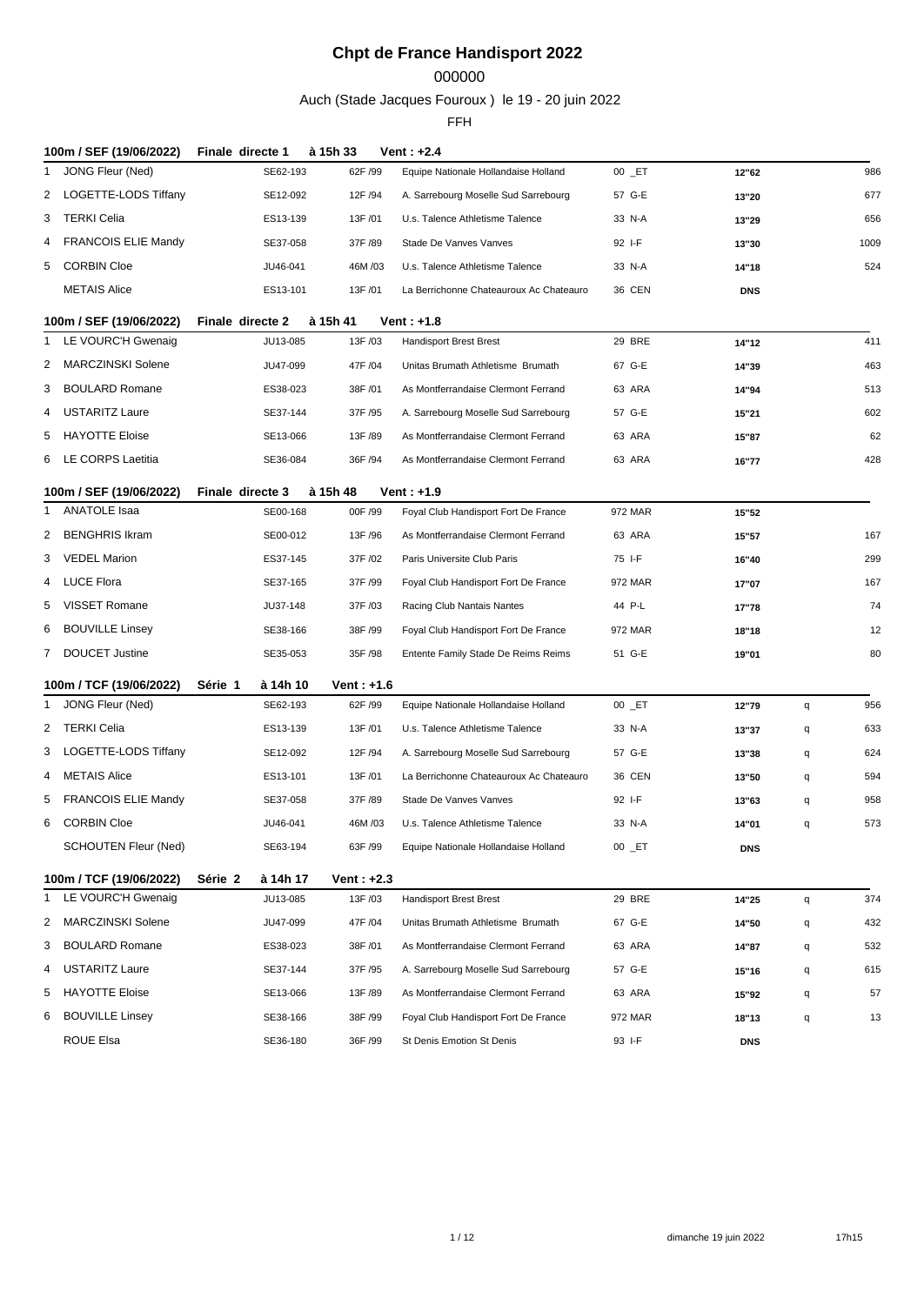# Chpt de France Handisport 2022

000000

Auch (Stade Jacques Fouroux ) le 19 - 20 juin 2022

FFH

**100m / SEF (19/06/2022) Finale directe 1 à 15h 33 Vent : +2.4**

| | | | | | | | | |
|---|---|---|---|---|---|---|---|---|
| 1 | JONG Fleur (Ned) | SE62-193 | 62F /99 | Equipe Nationale Hollandaise Holland | 00 _ET | 12"62 | | 986 |
| 2 | LOGETTE-LODS Tiffany | SE12-092 | 12F /94 | A. Sarrebourg Moselle Sud Sarrebourg | 57 G-E | 13"20 | | 677 |
| 3 | TERKI Celia | ES13-139 | 13F /01 | U.s. Talence Athletisme Talence | 33 N-A | 13"29 | | 656 |
| 4 | FRANCOIS ELIE Mandy | SE37-058 | 37F /89 | Stade De Vanves Vanves | 92 I-F | 13"30 | | 1009 |
| 5 | CORBIN Cloe | JU46-041 | 46M /03 | U.s. Talence Athletisme Talence | 33 N-A | 14"18 | | 524 |
| | METAIS Alice | ES13-101 | 13F /01 | La Berrichonne Chateauroux Ac Chateauro | 36 CEN | DNS | | |

**100m / SEF (19/06/2022) Finale directe 2 à 15h 41 Vent : +1.8**

| | | | | | | | | |
|---|---|---|---|---|---|---|---|---|
| 1 | LE VOURC'H Gwenaig | JU13-085 | 13F /03 | Handisport Brest Brest | 29 BRE | 14"12 | | 411 |
| 2 | MARCZINSKI Solene | JU47-099 | 47F /04 | Unitas Brumath Athletisme Brumath | 67 G-E | 14"39 | | 463 |
| 3 | BOULARD Romane | ES38-023 | 38F /01 | As Montferrandaise Clermont Ferrand | 63 ARA | 14"94 | | 513 |
| 4 | USTARITZ Laure | SE37-144 | 37F /95 | A. Sarrebourg Moselle Sud Sarrebourg | 57 G-E | 15"21 | | 602 |
| 5 | HAYOTTE Eloise | SE13-066 | 13F /89 | As Montferrandaise Clermont Ferrand | 63 ARA | 15"87 | | 62 |
| 6 | LE CORPS Laetitia | SE36-084 | 36F /94 | As Montferrandaise Clermont Ferrand | 63 ARA | 16"77 | | 428 |

**100m / SEF (19/06/2022) Finale directe 3 à 15h 48 Vent : +1.9**

| | | | | | | | | |
|---|---|---|---|---|---|---|---|---|
| 1 | ANATOLE Isaa | SE00-168 | 00F /99 | Foyal Club Handisport Fort De France | 972 MAR | 15"52 | | |
| 2 | BENGHRIS Ikram | SE00-012 | 13F /96 | As Montferrandaise Clermont Ferrand | 63 ARA | 15"57 | | 167 |
| 3 | VEDEL Marion | ES37-145 | 37F /02 | Paris Universite Club Paris | 75 I-F | 16"40 | | 299 |
| 4 | LUCE Flora | SE37-165 | 37F /99 | Foyal Club Handisport Fort De France | 972 MAR | 17"07 | | 167 |
| 5 | VISSET Romane | JU37-148 | 37F /03 | Racing Club Nantais Nantes | 44 P-L | 17"78 | | 74 |
| 6 | BOUVILLE Linsey | SE38-166 | 38F /99 | Foyal Club Handisport Fort De France | 972 MAR | 18"18 | | 12 |
| 7 | DOUCET Justine | SE35-053 | 35F /98 | Entente Family Stade De Reims Reims | 51 G-E | 19"01 | | 80 |

**100m / TCF (19/06/2022) Série 1 à 14h 10 Vent : +1.6**

| | | | | | | | | |
|---|---|---|---|---|---|---|---|---|
| 1 | JONG Fleur (Ned) | SE62-193 | 62F /99 | Equipe Nationale Hollandaise Holland | 00 _ET | 12"79 | q | 956 |
| 2 | TERKI Celia | ES13-139 | 13F /01 | U.s. Talence Athletisme Talence | 33 N-A | 13"37 | q | 633 |
| 3 | LOGETTE-LODS Tiffany | SE12-092 | 12F /94 | A. Sarrebourg Moselle Sud Sarrebourg | 57 G-E | 13"38 | q | 624 |
| 4 | METAIS Alice | ES13-101 | 13F /01 | La Berrichonne Chateauroux Ac Chateauro | 36 CEN | 13"50 | q | 594 |
| 5 | FRANCOIS ELIE Mandy | SE37-058 | 37F /89 | Stade De Vanves Vanves | 92 I-F | 13"63 | q | 958 |
| 6 | CORBIN Cloe | JU46-041 | 46M /03 | U.s. Talence Athletisme Talence | 33 N-A | 14"01 | q | 573 |
| | SCHOUTEN Fleur (Ned) | SE63-194 | 63F /99 | Equipe Nationale Hollandaise Holland | 00 _ET | DNS | | |

**100m / TCF (19/06/2022) Série 2 à 14h 17 Vent : +2.3**

| | | | | | | | | |
|---|---|---|---|---|---|---|---|---|
| 1 | LE VOURC'H Gwenaig | JU13-085 | 13F /03 | Handisport Brest Brest | 29 BRE | 14"25 | q | 374 |
| 2 | MARCZINSKI Solene | JU47-099 | 47F /04 | Unitas Brumath Athletisme Brumath | 67 G-E | 14"50 | q | 432 |
| 3 | BOULARD Romane | ES38-023 | 38F /01 | As Montferrandaise Clermont Ferrand | 63 ARA | 14"87 | q | 532 |
| 4 | USTARITZ Laure | SE37-144 | 37F /95 | A. Sarrebourg Moselle Sud Sarrebourg | 57 G-E | 15"16 | q | 615 |
| 5 | HAYOTTE Eloise | SE13-066 | 13F /89 | As Montferrandaise Clermont Ferrand | 63 ARA | 15"92 | q | 57 |
| 6 | BOUVILLE Linsey | SE38-166 | 38F /99 | Foyal Club Handisport Fort De France | 972 MAR | 18"13 | q | 13 |
| | ROUE Elsa | SE36-180 | 36F /99 | St Denis Emotion St Denis | 93 I-F | DNS | | |

dimanche 19 juin 2022 17h15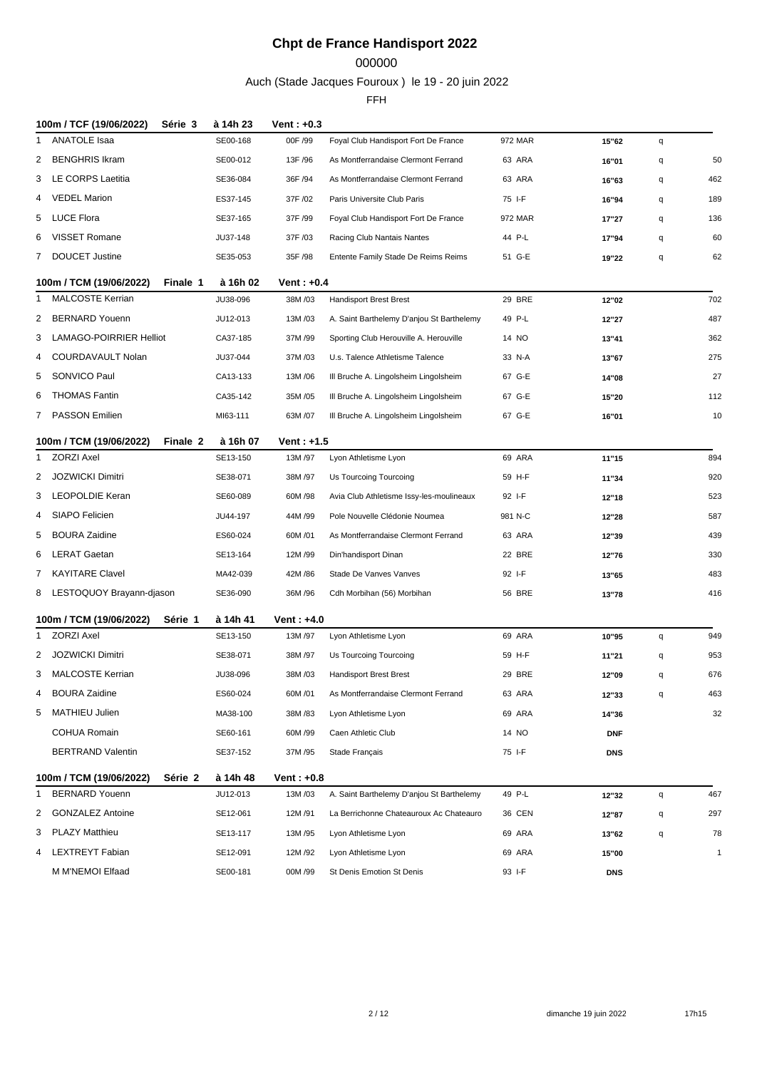# Chpt de France Handisport 2022

000000

Auch (Stade Jacques Fouroux ) le 19 - 20 juin 2022

FFH

**100m / TCF (19/06/2022) Série 3 à 14h 23 Vent : +0.3**

| Rang | Nom | Licence | Cat. | Club | Dép. | Perf. | Q | Pts |
|---|---|---|---|---|---|---|---|---|
| 1 | ANATOLE Isaa | SE00-168 | 00F /99 | Foyal Club Handisport Fort De France | 972 MAR | 15"62 | q | |
| 2 | BENGHRIS Ikram | SE00-012 | 13F /96 | As Montferrandaise Clermont Ferrand | 63 ARA | 16"01 | q | 50 |
| 3 | LE CORPS Laetitia | SE36-084 | 36F /94 | As Montferrandaise Clermont Ferrand | 63 ARA | 16"63 | q | 462 |
| 4 | VEDEL Marion | ES37-145 | 37F /02 | Paris Universite Club Paris | 75 I-F | 16"94 | q | 189 |
| 5 | LUCE Flora | SE37-165 | 37F /99 | Foyal Club Handisport Fort De France | 972 MAR | 17"27 | q | 136 |
| 6 | VISSET Romane | JU37-148 | 37F /03 | Racing Club Nantais Nantes | 44 P-L | 17"94 | q | 60 |
| 7 | DOUCET Justine | SE35-053 | 35F /98 | Entente Family Stade De Reims Reims | 51 G-E | 19"22 | q | 62 |

**100m / TCM (19/06/2022) Finale 1 à 16h 02 Vent : +0.4**

| Rang | Nom | Licence | Cat. | Club | Dép. | Perf. | Q | Pts |
|---|---|---|---|---|---|---|---|---|
| 1 | MALCOSTE Kerrian | JU38-096 | 38M /03 | Handisport Brest Brest | 29 BRE | 12"02 | | 702 |
| 2 | BERNARD Youenn | JU12-013 | 13M /03 | A. Saint Barthelemy D'anjou St Barthelemy | 49 P-L | 12"27 | | 487 |
| 3 | LAMAGO-POIRRIER Helliot | CA37-185 | 37M /99 | Sporting Club Herouville A. Herouville | 14 NO | 13"41 | | 362 |
| 4 | COURDAVAULT Nolan | JU37-044 | 37M /03 | U.s. Talence Athletisme Talence | 33 N-A | 13"67 | | 275 |
| 5 | SONVICO Paul | CA13-133 | 13M /06 | Ill Bruche A. Lingolsheim Lingolsheim | 67 G-E | 14"08 | | 27 |
| 6 | THOMAS Fantin | CA35-142 | 35M /05 | Ill Bruche A. Lingolsheim Lingolsheim | 67 G-E | 15"20 | | 112 |
| 7 | PASSON Emilien | MI63-111 | 63M /07 | Ill Bruche A. Lingolsheim Lingolsheim | 67 G-E | 16"01 | | 10 |

**100m / TCM (19/06/2022) Finale 2 à 16h 07 Vent : +1.5**

| Rang | Nom | Licence | Cat. | Club | Dép. | Perf. | Q | Pts |
|---|---|---|---|---|---|---|---|---|
| 1 | ZORZI Axel | SE13-150 | 13M /97 | Lyon Athletisme Lyon | 69 ARA | 11"15 | | 894 |
| 2 | JOZWICKI Dimitri | SE38-071 | 38M /97 | Us Tourcoing Tourcoing | 59 H-F | 11"34 | | 920 |
| 3 | LEOPOLDIE Keran | SE60-089 | 60M /98 | Avia Club Athletisme Issy-les-moulineaux | 92 I-F | 12"18 | | 523 |
| 4 | SIAPO Felicien | JU44-197 | 44M /99 | Pole Nouvelle Clédonie Noumea | 981 N-C | 12"28 | | 587 |
| 5 | BOURA Zaidine | ES60-024 | 60M /01 | As Montferrandaise Clermont Ferrand | 63 ARA | 12"39 | | 439 |
| 6 | LERAT Gaetan | SE13-164 | 12M /99 | Din'handisport Dinan | 22 BRE | 12"76 | | 330 |
| 7 | KAYITARE Clavel | MA42-039 | 42M /86 | Stade De Vanves Vanves | 92 I-F | 13"65 | | 483 |
| 8 | LESTOQUOY Brayann-djason | SE36-090 | 36M /96 | Cdh Morbihan (56) Morbihan | 56 BRE | 13"78 | | 416 |

**100m / TCM (19/06/2022) Série 1 à 14h 41 Vent : +4.0**

| Rang | Nom | Licence | Cat. | Club | Dép. | Perf. | Q | Pts |
|---|---|---|---|---|---|---|---|---|
| 1 | ZORZI Axel | SE13-150 | 13M /97 | Lyon Athletisme Lyon | 69 ARA | 10"95 | q | 949 |
| 2 | JOZWICKI Dimitri | SE38-071 | 38M /97 | Us Tourcoing Tourcoing | 59 H-F | 11"21 | q | 953 |
| 3 | MALCOSTE Kerrian | JU38-096 | 38M /03 | Handisport Brest Brest | 29 BRE | 12"09 | q | 676 |
| 4 | BOURA Zaidine | ES60-024 | 60M /01 | As Montferrandaise Clermont Ferrand | 63 ARA | 12"33 | q | 463 |
| 5 | MATHIEU Julien | MA38-100 | 38M /83 | Lyon Athletisme Lyon | 69 ARA | 14"36 | | 32 |
| | COHUA Romain | SE60-161 | 60M /99 | Caen Athletic Club | 14 NO | DNF | | |
| | BERTRAND Valentin | SE37-152 | 37M /95 | Stade Français | 75 I-F | DNS | | |

**100m / TCM (19/06/2022) Série 2 à 14h 48 Vent : +0.8**

| Rang | Nom | Licence | Cat. | Club | Dép. | Perf. | Q | Pts |
|---|---|---|---|---|---|---|---|---|
| 1 | BERNARD Youenn | JU12-013 | 13M /03 | A. Saint Barthelemy D'anjou St Barthelemy | 49 P-L | 12"32 | q | 467 |
| 2 | GONZALEZ Antoine | SE12-061 | 12M /91 | La Berrichonne Chateauroux Ac Chateauro | 36 CEN | 12"87 | q | 297 |
| 3 | PLAZY Matthieu | SE13-117 | 13M /95 | Lyon Athletisme Lyon | 69 ARA | 13"62 | q | 78 |
| 4 | LEXTREYT Fabian | SE12-091 | 12M /92 | Lyon Athletisme Lyon | 69 ARA | 15"00 | | 1 |
| | M M'NEMOI Elfaad | SE00-181 | 00M /99 | St Denis Emotion St Denis | 93 I-F | DNS | | |

dimanche 19 juin 2022 17h15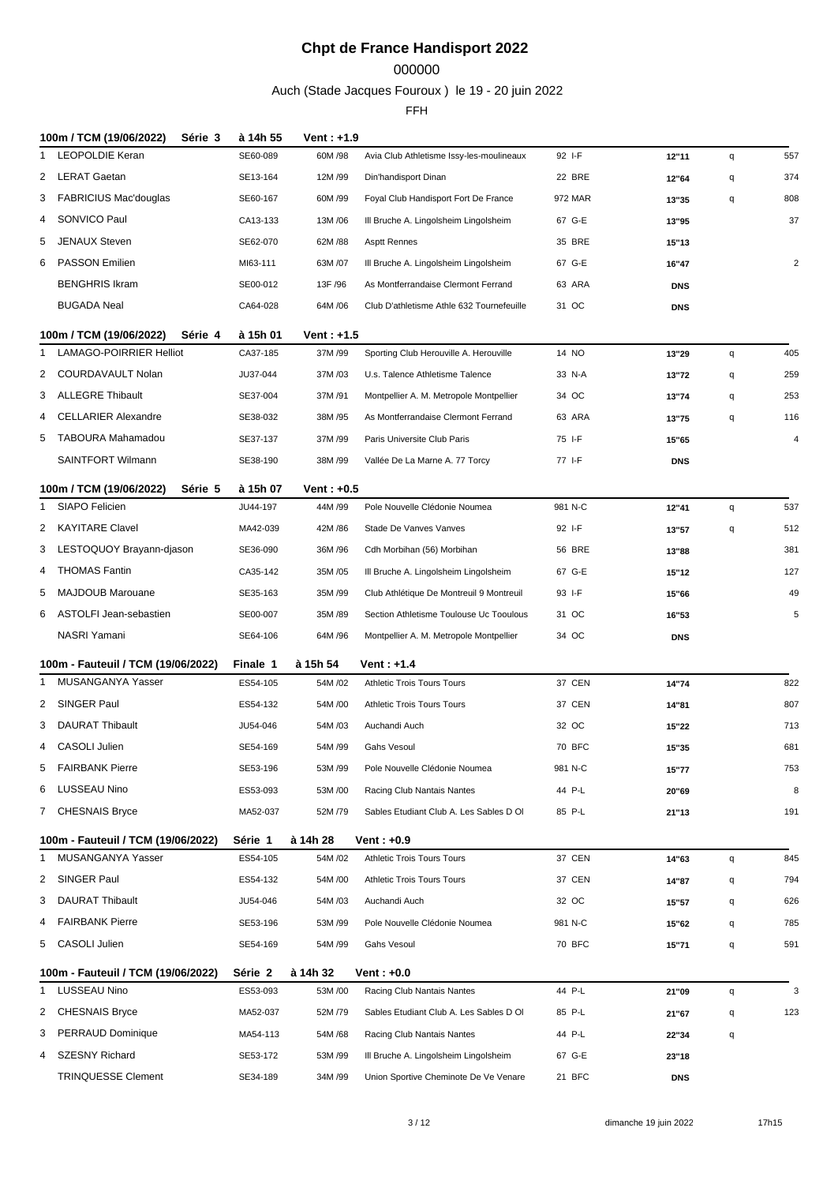# Chpt de France Handisport 2022

000000

Auch (Stade Jacques Fouroux ) le 19 - 20 juin 2022

FFH

**100m / TCM (19/06/2022) Série 3 à 14h 55 Vent : +1.9**

| Pl. | Nom | Licence | Cat. | Club | Dépt | Perf. | Q | Pts |
|---|---|---|---|---|---|---|---|---|
| 1 | LEOPOLDIE Keran | SE60-089 | 60M /98 | Avia Club Athletisme Issy-les-moulineaux | 92 I-F | 12"11 | q | 557 |
| 2 | LERAT Gaetan | SE13-164 | 12M /99 | Din'handisport Dinan | 22 BRE | 12"64 | q | 374 |
| 3 | FABRICIUS Mac'douglas | SE60-167 | 60M /99 | Foyal Club Handisport Fort De France | 972 MAR | 13"35 | q | 808 |
| 4 | SONVICO Paul | CA13-133 | 13M /06 | Ill Bruche A. Lingolsheim Lingolsheim | 67 G-E | 13"95 | | 37 |
| 5 | JENAUX Steven | SE62-070 | 62M /88 | Asptt Rennes | 35 BRE | 15"13 | | |
| 6 | PASSON Emilien | MI63-111 | 63M /07 | Ill Bruche A. Lingolsheim Lingolsheim | 67 G-E | 16"47 | | 2 |
| | BENGHRIS Ikram | SE00-012 | 13F /96 | As Montferrandaise Clermont Ferrand | 63 ARA | DNS | | |
| | BUGADA Neal | CA64-028 | 64M /06 | Club D'athletisme Athle 632 Tournefeuille | 31 OC | DNS | | |

**100m / TCM (19/06/2022) Série 4 à 15h 01 Vent : +1.5**

| Pl. | Nom | Licence | Cat. | Club | Dépt | Perf. | Q | Pts |
|---|---|---|---|---|---|---|---|---|
| 1 | LAMAGO-POIRRIER Helliot | CA37-185 | 37M /99 | Sporting Club Herouville A. Herouville | 14 NO | 13"29 | q | 405 |
| 2 | COURDAVAULT Nolan | JU37-044 | 37M /03 | U.s. Talence Athletisme Talence | 33 N-A | 13"72 | q | 259 |
| 3 | ALLEGRE Thibault | SE37-004 | 37M /91 | Montpellier A. M. Metropole Montpellier | 34 OC | 13"74 | q | 253 |
| 4 | CELLARIER Alexandre | SE38-032 | 38M /95 | As Montferrandaise Clermont Ferrand | 63 ARA | 13"75 | q | 116 |
| 5 | TABOURA Mahamadou | SE37-137 | 37M /99 | Paris Universite Club Paris | 75 I-F | 15"65 | | 4 |
| | SAINTFORT Wilmann | SE38-190 | 38M /99 | Vallée De La Marne A. 77 Torcy | 77 I-F | DNS | | |

**100m / TCM (19/06/2022) Série 5 à 15h 07 Vent : +0.5**

| Pl. | Nom | Licence | Cat. | Club | Dépt | Perf. | Q | Pts |
|---|---|---|---|---|---|---|---|---|
| 1 | SIAPO Felicien | JU44-197 | 44M /99 | Pole Nouvelle Clédonie Noumea | 981 N-C | 12"41 | q | 537 |
| 2 | KAYITARE Clavel | MA42-039 | 42M /86 | Stade De Vanves Vanves | 92 I-F | 13"57 | q | 512 |
| 3 | LESTOQUOY Brayann-djason | SE36-090 | 36M /96 | Cdh Morbihan (56) Morbihan | 56 BRE | 13"88 | | 381 |
| 4 | THOMAS Fantin | CA35-142 | 35M /05 | Ill Bruche A. Lingolsheim Lingolsheim | 67 G-E | 15"12 | | 127 |
| 5 | MAJDOUB Marouane | SE35-163 | 35M /99 | Club Athlétique De Montreuil 9 Montreuil | 93 I-F | 15"66 | | 49 |
| 6 | ASTOLFI Jean-sebastien | SE00-007 | 35M /89 | Section Athletisme Toulouse Uc Tooulous | 31 OC | 16"53 | | 5 |
| | NASRI Yamani | SE64-106 | 64M /96 | Montpellier A. M. Metropole Montpellier | 34 OC | DNS | | |

**100m - Fauteuil / TCM (19/06/2022) Finale 1 à 15h 54 Vent : +1.4**

| Pl. | Nom | Licence | Cat. | Club | Dépt | Perf. | Q | Pts |
|---|---|---|---|---|---|---|---|---|
| 1 | MUSANGANYA Yasser | ES54-105 | 54M /02 | Athletic Trois Tours Tours | 37 CEN | 14"74 | | 822 |
| 2 | SINGER Paul | ES54-132 | 54M /00 | Athletic Trois Tours Tours | 37 CEN | 14"81 | | 807 |
| 3 | DAURAT Thibault | JU54-046 | 54M /03 | Auchandi Auch | 32 OC | 15"22 | | 713 |
| 4 | CASOLI Julien | SE54-169 | 54M /99 | Gahs Vesoul | 70 BFC | 15"35 | | 681 |
| 5 | FAIRBANK Pierre | SE53-196 | 53M /99 | Pole Nouvelle Clédonie Noumea | 981 N-C | 15"77 | | 753 |
| 6 | LUSSEAU Nino | ES53-093 | 53M /00 | Racing Club Nantais Nantes | 44 P-L | 20"69 | | 8 |
| 7 | CHESNAIS Bryce | MA52-037 | 52M /79 | Sables Etudiant Club A. Les Sables D Ol | 85 P-L | 21"13 | | 191 |

**100m - Fauteuil / TCM (19/06/2022) Série 1 à 14h 28 Vent : +0.9**

| Pl. | Nom | Licence | Cat. | Club | Dépt | Perf. | Q | Pts |
|---|---|---|---|---|---|---|---|---|
| 1 | MUSANGANYA Yasser | ES54-105 | 54M /02 | Athletic Trois Tours Tours | 37 CEN | 14"63 | q | 845 |
| 2 | SINGER Paul | ES54-132 | 54M /00 | Athletic Trois Tours Tours | 37 CEN | 14"87 | q | 794 |
| 3 | DAURAT Thibault | JU54-046 | 54M /03 | Auchandi Auch | 32 OC | 15"57 | q | 626 |
| 4 | FAIRBANK Pierre | SE53-196 | 53M /99 | Pole Nouvelle Clédonie Noumea | 981 N-C | 15"62 | q | 785 |
| 5 | CASOLI Julien | SE54-169 | 54M /99 | Gahs Vesoul | 70 BFC | 15"71 | q | 591 |

**100m - Fauteuil / TCM (19/06/2022) Série 2 à 14h 32 Vent : +0.0**

| Pl. | Nom | Licence | Cat. | Club | Dépt | Perf. | Q | Pts |
|---|---|---|---|---|---|---|---|---|
| 1 | LUSSEAU Nino | ES53-093 | 53M /00 | Racing Club Nantais Nantes | 44 P-L | 21"09 | q | 3 |
| 2 | CHESNAIS Bryce | MA52-037 | 52M /79 | Sables Etudiant Club A. Les Sables D Ol | 85 P-L | 21"67 | q | 123 |
| 3 | PERRAUD Dominique | MA54-113 | 54M /68 | Racing Club Nantais Nantes | 44 P-L | 22"34 | q | |
| 4 | SZESNY Richard | SE53-172 | 53M /99 | Ill Bruche A. Lingolsheim Lingolsheim | 67 G-E | 23"18 | | |
| | TRINQUESSE Clement | SE34-189 | 34M /99 | Union Sportive Cheminote De Ve Venare | 21 BFC | DNS | | |

dimanche 19 juin 2022 17h15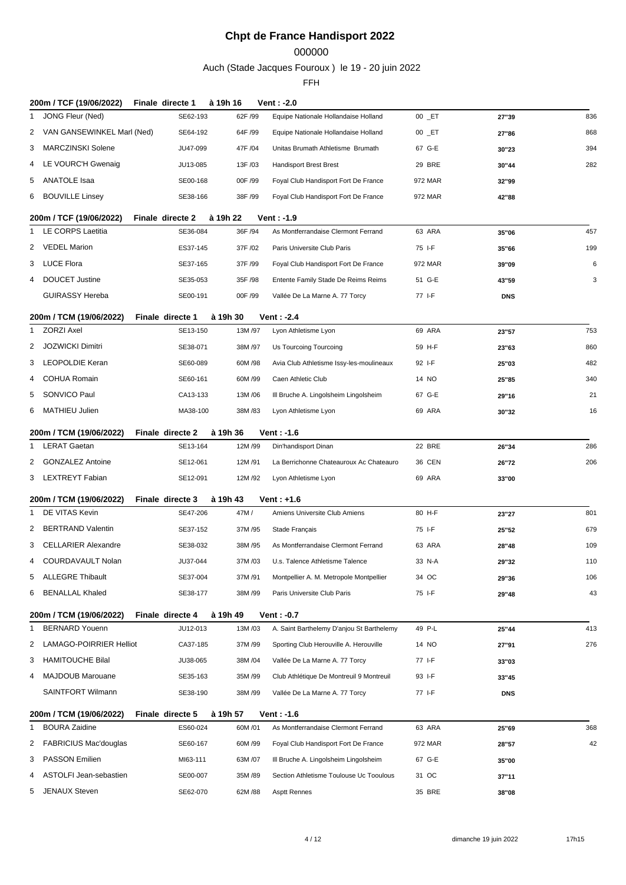# Chpt de France Handisport 2022

000000

Auch (Stade Jacques Fouroux ) le 19 - 20 juin 2022

FFH

### 200m / TCF (19/06/2022) Finale directe 1 à 19h 16 Vent : -2.0

| | | | | | | | |
|---|---|---|---|---|---|---|---|
| 1 | JONG Fleur (Ned) | SE62-193 | 62F /99 | Equipe Nationale Hollandaise Holland | 00 _ET | 27"39 | 836 |
| 2 | VAN GANSEWINKEL Marl (Ned) | SE64-192 | 64F /99 | Equipe Nationale Hollandaise Holland | 00 _ET | 27"86 | 868 |
| 3 | MARCZINSKI Solene | JU47-099 | 47F /04 | Unitas Brumath Athletisme Brumath | 67 G-E | 30"23 | 394 |
| 4 | LE VOURC'H Gwenaig | JU13-085 | 13F /03 | Handisport Brest Brest | 29 BRE | 30"44 | 282 |
| 5 | ANATOLE Isaa | SE00-168 | 00F /99 | Foyal Club Handisport Fort De France | 972 MAR | 32"99 | |
| 6 | BOUVILLE Linsey | SE38-166 | 38F /99 | Foyal Club Handisport Fort De France | 972 MAR | 42"88 | |

### 200m / TCF (19/06/2022) Finale directe 2 à 19h 22 Vent : -1.9

| | | | | | | | |
|---|---|---|---|---|---|---|---|
| 1 | LE CORPS Laetitia | SE36-084 | 36F /94 | As Montferrandaise Clermont Ferrand | 63 ARA | 35"06 | 457 |
| 2 | VEDEL Marion | ES37-145 | 37F /02 | Paris Universite Club Paris | 75 I-F | 35"66 | 199 |
| 3 | LUCE Flora | SE37-165 | 37F /99 | Foyal Club Handisport Fort De France | 972 MAR | 39"09 | 6 |
| 4 | DOUCET Justine | SE35-053 | 35F /98 | Entente Family Stade De Reims Reims | 51 G-E | 43"59 | 3 |
| | GUIRASSY Hereba | SE00-191 | 00F /99 | Vallée De La Marne A. 77 Torcy | 77 I-F | DNS | |

### 200m / TCM (19/06/2022) Finale directe 1 à 19h 30 Vent : -2.4

| | | | | | | | |
|---|---|---|---|---|---|---|---|
| 1 | ZORZI Axel | SE13-150 | 13M /97 | Lyon Athletisme Lyon | 69 ARA | 23"57 | 753 |
| 2 | JOZWICKI Dimitri | SE38-071 | 38M /97 | Us Tourcoing Tourcoing | 59 H-F | 23"63 | 860 |
| 3 | LEOPOLDIE Keran | SE60-089 | 60M /98 | Avia Club Athletisme Issy-les-moulineaux | 92 I-F | 25"03 | 482 |
| 4 | COHUA Romain | SE60-161 | 60M /99 | Caen Athletic Club | 14 NO | 25"85 | 340 |
| 5 | SONVICO Paul | CA13-133 | 13M /06 | Ill Bruche A. Lingolsheim Lingolsheim | 67 G-E | 29"16 | 21 |
| 6 | MATHIEU Julien | MA38-100 | 38M /83 | Lyon Athletisme Lyon | 69 ARA | 30"32 | 16 |

### 200m / TCM (19/06/2022) Finale directe 2 à 19h 36 Vent : -1.6

| | | | | | | | |
|---|---|---|---|---|---|---|---|
| 1 | LERAT Gaetan | SE13-164 | 12M /99 | Din'handisport Dinan | 22 BRE | 26"34 | 286 |
| 2 | GONZALEZ Antoine | SE12-061 | 12M /91 | La Berrichonne Chateauroux Ac Chateauro | 36 CEN | 26"72 | 206 |
| 3 | LEXTREYT Fabian | SE12-091 | 12M /92 | Lyon Athletisme Lyon | 69 ARA | 33"00 | |

### 200m / TCM (19/06/2022) Finale directe 3 à 19h 43 Vent : +1.6

| | | | | | | | |
|---|---|---|---|---|---|---|---|
| 1 | DE VITAS Kevin | SE47-206 | 47M / | Amiens Universite Club Amiens | 80 H-F | 23"27 | 801 |
| 2 | BERTRAND Valentin | SE37-152 | 37M /95 | Stade Français | 75 I-F | 25"52 | 679 |
| 3 | CELLARIER Alexandre | SE38-032 | 38M /95 | As Montferrandaise Clermont Ferrand | 63 ARA | 28"48 | 109 |
| 4 | COURDAVAULT Nolan | JU37-044 | 37M /03 | U.s. Talence Athletisme Talence | 33 N-A | 29"32 | 110 |
| 5 | ALLEGRE Thibault | SE37-004 | 37M /91 | Montpellier A. M. Metropole Montpellier | 34 OC | 29"36 | 106 |
| 6 | BENALLAL Khaled | SE38-177 | 38M /99 | Paris Universite Club Paris | 75 I-F | 29"48 | 43 |

### 200m / TCM (19/06/2022) Finale directe 4 à 19h 49 Vent : -0.7

| | | | | | | | |
|---|---|---|---|---|---|---|---|
| 1 | BERNARD Youenn | JU12-013 | 13M /03 | A. Saint Barthelemy D'anjou St Barthelemy | 49 P-L | 25"44 | 413 |
| 2 | LAMAGO-POIRRIER Helliot | CA37-185 | 37M /99 | Sporting Club Herouville A. Herouville | 14 NO | 27"91 | 276 |
| 3 | HAMITOUCHE Bilal | JU38-065 | 38M /04 | Vallée De La Marne A. 77 Torcy | 77 I-F | 33"03 | |
| 4 | MAJDOUB Marouane | SE35-163 | 35M /99 | Club Athlétique De Montreuil 9 Montreuil | 93 I-F | 33"45 | |
| | SAINTFORT Wilmann | SE38-190 | 38M /99 | Vallée De La Marne A. 77 Torcy | 77 I-F | DNS | |

### 200m / TCM (19/06/2022) Finale directe 5 à 19h 57 Vent : -1.6

| | | | | | | | |
|---|---|---|---|---|---|---|---|
| 1 | BOURA Zaidine | ES60-024 | 60M /01 | As Montferrandaise Clermont Ferrand | 63 ARA | 25"69 | 368 |
| 2 | FABRICIUS Mac'douglas | SE60-167 | 60M /99 | Foyal Club Handisport Fort De France | 972 MAR | 28"57 | 42 |
| 3 | PASSON Emilien | MI63-111 | 63M /07 | Ill Bruche A. Lingolsheim Lingolsheim | 67 G-E | 35"00 | |
| 4 | ASTOLFI Jean-sebastien | SE00-007 | 35M /89 | Section Athletisme Toulouse Uc Tooulous | 31 OC | 37"11 | |
| 5 | JENAUX Steven | SE62-070 | 62M /88 | Asptt Rennes | 35 BRE | 38"08 | |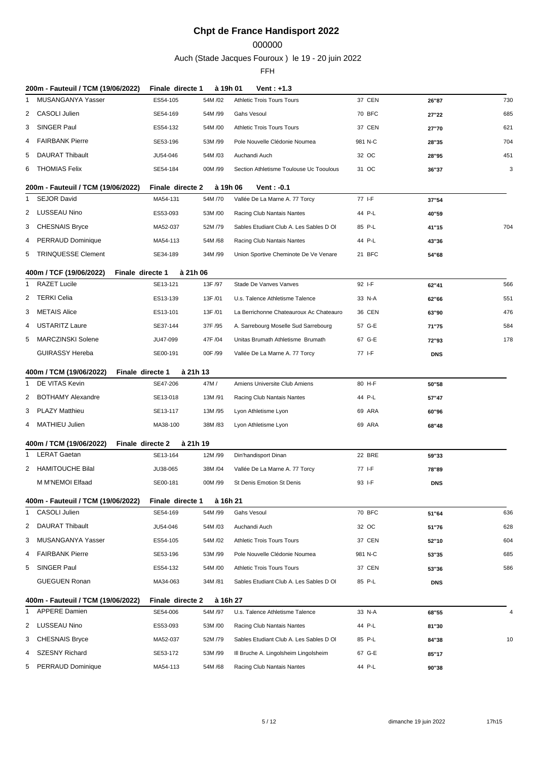# Chpt de France Handisport 2022

000000

Auch (Stade Jacques Fouroux ) le 19 - 20 juin 2022

FFH

### 200m - Fauteuil / TCM (19/06/2022) — Finale directe 1 — à 19h 01 — Vent : +1.3

| Pl. | Nom | Licence | Cat. | Club | Dép. | Rés. | Pts |
|---|---|---|---|---|---|---|---|
| 1 | MUSANGANYA Yasser | ES54-105 | 54M /02 | Athletic Trois Tours Tours | 37 CEN | 26"87 | 730 |
| 2 | CASOLI Julien | SE54-169 | 54M /99 | Gahs Vesoul | 70 BFC | 27"22 | 685 |
| 3 | SINGER Paul | ES54-132 | 54M /00 | Athletic Trois Tours Tours | 37 CEN | 27"70 | 621 |
| 4 | FAIRBANK Pierre | SE53-196 | 53M /99 | Pole Nouvelle Clédonie Noumea | 981 N-C | 28"35 | 704 |
| 5 | DAURAT Thibault | JU54-046 | 54M /03 | Auchandi Auch | 32 OC | 28"95 | 451 |
| 6 | THOMIAS Felix | SE54-184 | 00M /99 | Section Athletisme Toulouse Uc Tooulous | 31 OC | 36"37 | 3 |

### 200m - Fauteuil / TCM (19/06/2022) — Finale directe 2 — à 19h 06 — Vent : -0.1

| Pl. | Nom | Licence | Cat. | Club | Dép. | Rés. | Pts |
|---|---|---|---|---|---|---|---|
| 1 | SEJOR David | MA54-131 | 54M /70 | Vallée De La Marne A. 77 Torcy | 77 I-F | 37"54 | |
| 2 | LUSSEAU Nino | ES53-093 | 53M /00 | Racing Club Nantais Nantes | 44 P-L | 40"59 | |
| 3 | CHESNAIS Bryce | MA52-037 | 52M /79 | Sables Etudiant Club A. Les Sables D Ol | 85 P-L | 41"15 | 704 |
| 4 | PERRAUD Dominique | MA54-113 | 54M /68 | Racing Club Nantais Nantes | 44 P-L | 43"36 | |
| 5 | TRINQUESSE Clement | SE34-189 | 34M /99 | Union Sportive Cheminote De Ve Venare | 21 BFC | 54"68 | |

### 400m / TCF (19/06/2022) — Finale directe 1 — à 21h 06

| Pl. | Nom | Licence | Cat. | Club | Dép. | Rés. | Pts |
|---|---|---|---|---|---|---|---|
| 1 | RAZET Lucile | SE13-121 | 13F /97 | Stade De Vanves Vanves | 92 I-F | 62"41 | 566 |
| 2 | TERKI Celia | ES13-139 | 13F /01 | U.s. Talence Athletisme Talence | 33 N-A | 62"66 | 551 |
| 3 | METAIS Alice | ES13-101 | 13F /01 | La Berrichonne Chateauroux Ac Chateauro | 36 CEN | 63"90 | 476 |
| 4 | USTARITZ Laure | SE37-144 | 37F /95 | A. Sarrebourg Moselle Sud Sarrebourg | 57 G-E | 71"75 | 584 |
| 5 | MARCZINSKI Solene | JU47-099 | 47F /04 | Unitas Brumath Athletisme Brumath | 67 G-E | 72"93 | 178 |
| | GUIRASSY Hereba | SE00-191 | 00F /99 | Vallée De La Marne A. 77 Torcy | 77 I-F | DNS | |

### 400m / TCM (19/06/2022) — Finale directe 1 — à 21h 13

| Pl. | Nom | Licence | Cat. | Club | Dép. | Rés. | Pts |
|---|---|---|---|---|---|---|---|
| 1 | DE VITAS Kevin | SE47-206 | 47M / | Amiens Universite Club Amiens | 80 H-F | 50"58 | |
| 2 | BOTHAMY Alexandre | SE13-018 | 13M /91 | Racing Club Nantais Nantes | 44 P-L | 57"47 | |
| 3 | PLAZY Matthieu | SE13-117 | 13M /95 | Lyon Athletisme Lyon | 69 ARA | 60"96 | |
| 4 | MATHIEU Julien | MA38-100 | 38M /83 | Lyon Athletisme Lyon | 69 ARA | 68"48 | |

### 400m / TCM (19/06/2022) — Finale directe 2 — à 21h 19

| Pl. | Nom | Licence | Cat. | Club | Dép. | Rés. | Pts |
|---|---|---|---|---|---|---|---|
| 1 | LERAT Gaetan | SE13-164 | 12M /99 | Din'handisport Dinan | 22 BRE | 59"33 | |
| 2 | HAMITOUCHE Bilal | JU38-065 | 38M /04 | Vallée De La Marne A. 77 Torcy | 77 I-F | 78"89 | |
| | M M'NEMOI Elfaad | SE00-181 | 00M /99 | St Denis Emotion St Denis | 93 I-F | DNS | |

### 400m - Fauteuil / TCM (19/06/2022) — Finale directe 1 — à 16h 21

| Pl. | Nom | Licence | Cat. | Club | Dép. | Rés. | Pts |
|---|---|---|---|---|---|---|---|
| 1 | CASOLI Julien | SE54-169 | 54M /99 | Gahs Vesoul | 70 BFC | 51"64 | 636 |
| 2 | DAURAT Thibault | JU54-046 | 54M /03 | Auchandi Auch | 32 OC | 51"76 | 628 |
| 3 | MUSANGANYA Yasser | ES54-105 | 54M /02 | Athletic Trois Tours Tours | 37 CEN | 52"10 | 604 |
| 4 | FAIRBANK Pierre | SE53-196 | 53M /99 | Pole Nouvelle Clédonie Noumea | 981 N-C | 53"35 | 685 |
| 5 | SINGER Paul | ES54-132 | 54M /00 | Athletic Trois Tours Tours | 37 CEN | 53"36 | 586 |
| | GUEGUEN Ronan | MA34-063 | 34M /81 | Sables Etudiant Club A. Les Sables D Ol | 85 P-L | DNS | |

### 400m - Fauteuil / TCM (19/06/2022) — Finale directe 2 — à 16h 27

| Pl. | Nom | Licence | Cat. | Club | Dép. | Rés. | Pts |
|---|---|---|---|---|---|---|---|
| 1 | APPERE Damien | SE54-006 | 54M /97 | U.s. Talence Athletisme Talence | 33 N-A | 68"55 | 4 |
| 2 | LUSSEAU Nino | ES53-093 | 53M /00 | Racing Club Nantais Nantes | 44 P-L | 81"30 | |
| 3 | CHESNAIS Bryce | MA52-037 | 52M /79 | Sables Etudiant Club A. Les Sables D Ol | 85 P-L | 84"38 | 10 |
| 4 | SZESNY Richard | SE53-172 | 53M /99 | Ill Bruche A. Lingolsheim Lingolsheim | 67 G-E | 85"17 | |
| 5 | PERRAUD Dominique | MA54-113 | 54M /68 | Racing Club Nantais Nantes | 44 P-L | 90"38 | |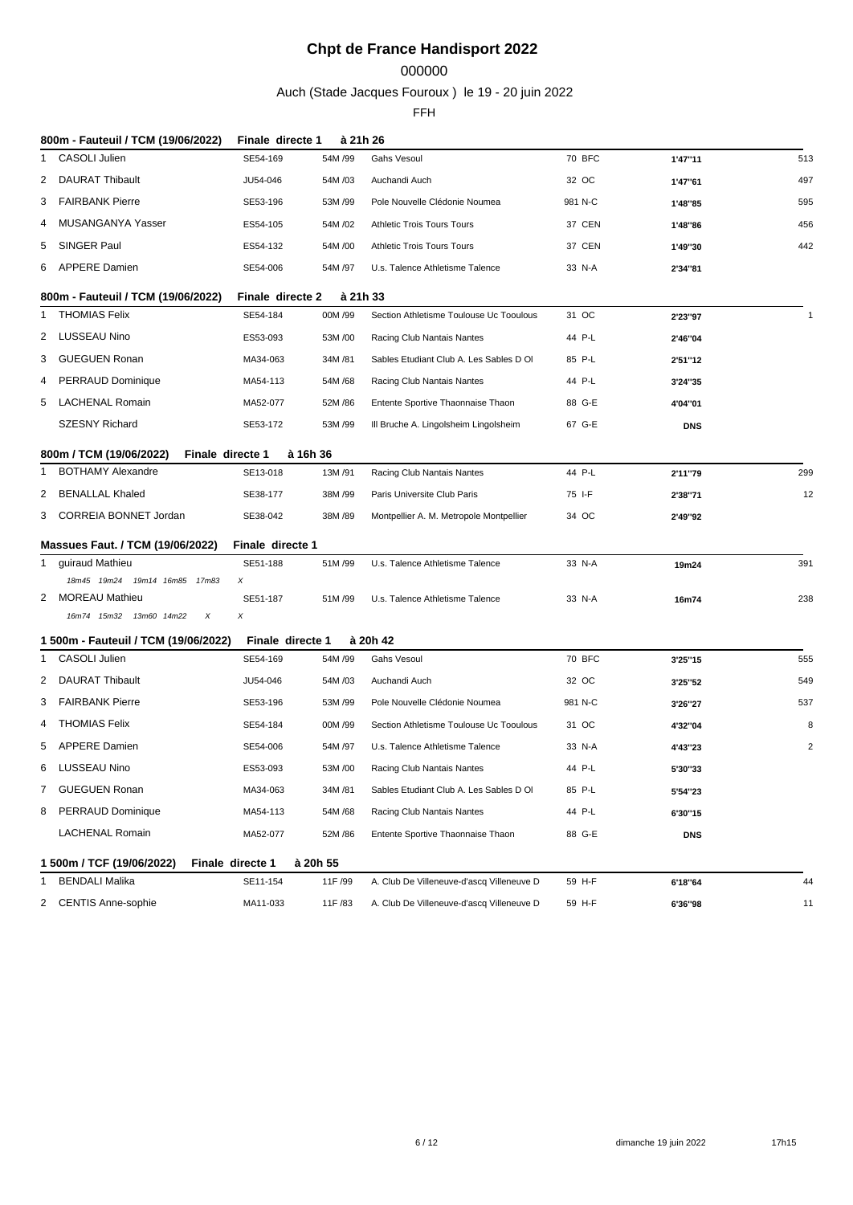# Chpt de France Handisport 2022

000000

Auch (Stade Jacques Fouroux ) le 19 - 20 juin 2022

FFH

### 800m - Fauteuil / TCM (19/06/2022) — Finale directe 1 — à 21h 26

| | Nom | Licence | Cat. | Club | Dép. | Perf. | Pts |
|---|---|---|---|---|---|---|---|
| 1 | CASOLI Julien | SE54-169 | 54M /99 | Gahs Vesoul | 70 BFC | 1'47''11 | 513 |
| 2 | DAURAT Thibault | JU54-046 | 54M /03 | Auchandi Auch | 32 OC | 1'47''61 | 497 |
| 3 | FAIRBANK Pierre | SE53-196 | 53M /99 | Pole Nouvelle Clédonie Noumea | 981 N-C | 1'48''85 | 595 |
| 4 | MUSANGANYA Yasser | ES54-105 | 54M /02 | Athletic Trois Tours Tours | 37 CEN | 1'48''86 | 456 |
| 5 | SINGER Paul | ES54-132 | 54M /00 | Athletic Trois Tours Tours | 37 CEN | 1'49''30 | 442 |
| 6 | APPERE Damien | SE54-006 | 54M /97 | U.s. Talence Athletisme Talence | 33 N-A | 2'34''81 | |

### 800m - Fauteuil / TCM (19/06/2022) — Finale directe 2 — à 21h 33

| | Nom | Licence | Cat. | Club | Dép. | Perf. | Pts |
|---|---|---|---|---|---|---|---|
| 1 | THOMIAS Felix | SE54-184 | 00M /99 | Section Athletisme Toulouse Uc Tooulous | 31 OC | 2'23''97 | 1 |
| 2 | LUSSEAU Nino | ES53-093 | 53M /00 | Racing Club Nantais Nantes | 44 P-L | 2'46''04 | |
| 3 | GUEGUEN Ronan | MA34-063 | 34M /81 | Sables Etudiant Club A. Les Sables D Ol | 85 P-L | 2'51''12 | |
| 4 | PERRAUD Dominique | MA54-113 | 54M /68 | Racing Club Nantais Nantes | 44 P-L | 3'24''35 | |
| 5 | LACHENAL Romain | MA52-077 | 52M /86 | Entente Sportive Thaonnaise Thaon | 88 G-E | 4'04''01 | |
| | SZESNY Richard | SE53-172 | 53M /99 | Ill Bruche A. Lingolsheim Lingolsheim | 67 G-E | DNS | |

### 800m / TCM (19/06/2022) — Finale directe 1 — à 16h 36

| | Nom | Licence | Cat. | Club | Dép. | Perf. | Pts |
|---|---|---|---|---|---|---|---|
| 1 | BOTHAMY Alexandre | SE13-018 | 13M /91 | Racing Club Nantais Nantes | 44 P-L | 2'11''79 | 299 |
| 2 | BENALLAL Khaled | SE38-177 | 38M /99 | Paris Universite Club Paris | 75 I-F | 2'38''71 | 12 |
| 3 | CORREIA BONNET Jordan | SE38-042 | 38M /89 | Montpellier A. M. Metropole Montpellier | 34 OC | 2'49''92 | |

### Massues Faut. / TCM (19/06/2022) — Finale directe 1

| | Nom | Licence | Cat. | Club | Dép. | Perf. | Pts |
|---|---|---|---|---|---|---|---|
| 1 | guiraud Mathieu | SE51-188 | 51M /99 | U.s. Talence Athletisme Talence | 33 N-A | 19m24 | 391 |
| | *18m45 19m24 19m14 16m85 17m83 X* | | | | | | |
| 2 | MOREAU Mathieu | SE51-187 | 51M /99 | U.s. Talence Athletisme Talence | 33 N-A | 16m74 | 238 |
| | *16m74 15m32 13m60 14m22 X X* | | | | | | |

### 1 500m - Fauteuil / TCM (19/06/2022) — Finale directe 1 — à 20h 42

| | Nom | Licence | Cat. | Club | Dép. | Perf. | Pts |
|---|---|---|---|---|---|---|---|
| 1 | CASOLI Julien | SE54-169 | 54M /99 | Gahs Vesoul | 70 BFC | 3'25''15 | 555 |
| 2 | DAURAT Thibault | JU54-046 | 54M /03 | Auchandi Auch | 32 OC | 3'25''52 | 549 |
| 3 | FAIRBANK Pierre | SE53-196 | 53M /99 | Pole Nouvelle Clédonie Noumea | 981 N-C | 3'26''27 | 537 |
| 4 | THOMIAS Felix | SE54-184 | 00M /99 | Section Athletisme Toulouse Uc Tooulous | 31 OC | 4'32''04 | 8 |
| 5 | APPERE Damien | SE54-006 | 54M /97 | U.s. Talence Athletisme Talence | 33 N-A | 4'43''23 | 2 |
| 6 | LUSSEAU Nino | ES53-093 | 53M /00 | Racing Club Nantais Nantes | 44 P-L | 5'30''33 | |
| 7 | GUEGUEN Ronan | MA34-063 | 34M /81 | Sables Etudiant Club A. Les Sables D Ol | 85 P-L | 5'54''23 | |
| 8 | PERRAUD Dominique | MA54-113 | 54M /68 | Racing Club Nantais Nantes | 44 P-L | 6'30''15 | |
| | LACHENAL Romain | MA52-077 | 52M /86 | Entente Sportive Thaonnaise Thaon | 88 G-E | DNS | |

### 1 500m / TCF (19/06/2022) — Finale directe 1 — à 20h 55

| | Nom | Licence | Cat. | Club | Dép. | Perf. | Pts |
|---|---|---|---|---|---|---|---|
| 1 | BENDALI Malika | SE11-154 | 11F /99 | A. Club De Villeneuve-d'ascq Villeneuve D | 59 H-F | 6'18''64 | 44 |
| 2 | CENTIS Anne-sophie | MA11-033 | 11F /83 | A. Club De Villeneuve-d'ascq Villeneuve D | 59 H-F | 6'36''98 | 11 |

dimanche 19 juin 2022 17h15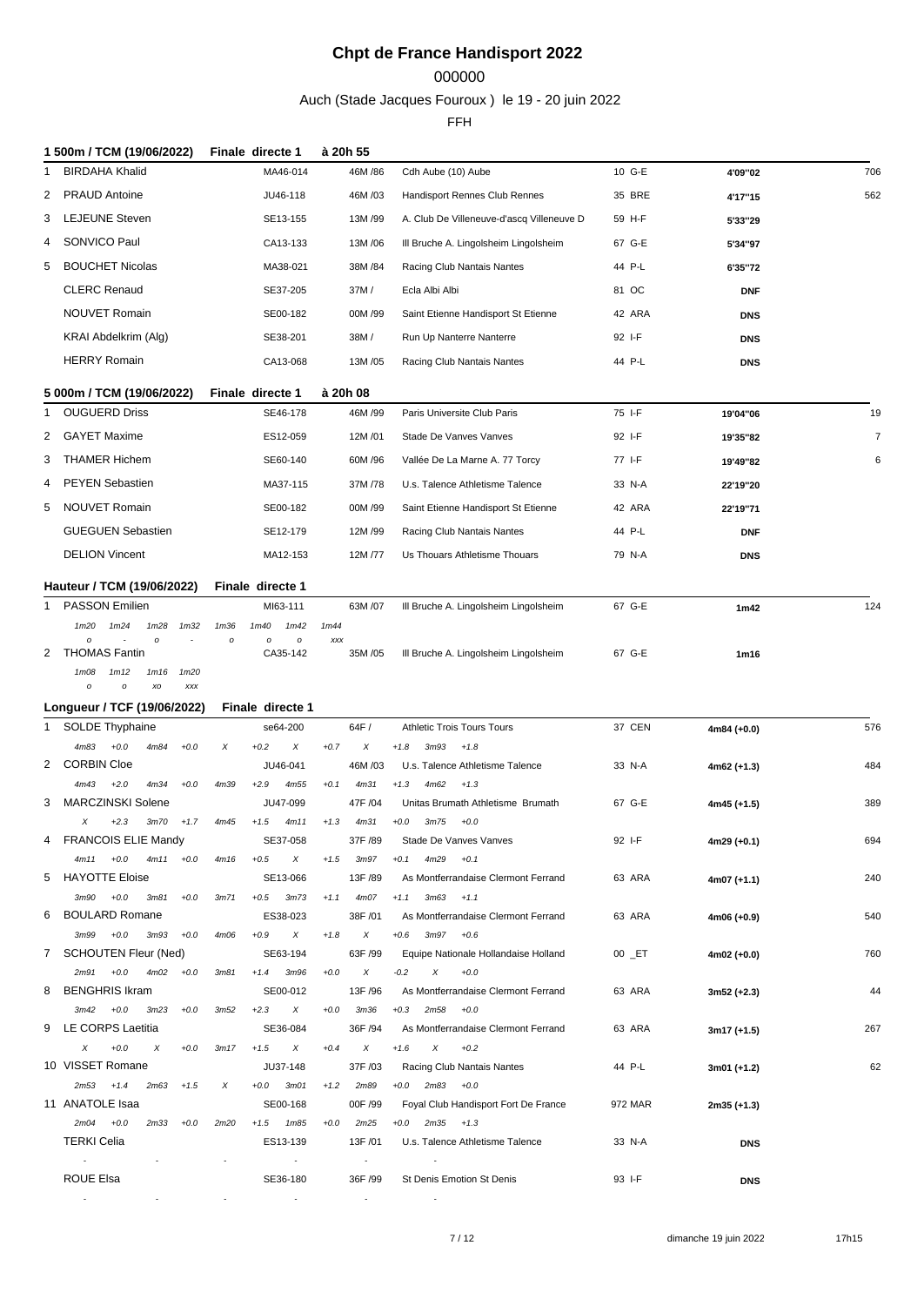# Chpt de France Handisport 2022

000000

Auch (Stade Jacques Fouroux ) le 19 - 20 juin 2022

FFH

## 1 500m / TCM (19/06/2022) Finale directe 1 à 20h 55

| Rg | Nom | Licence | Cat | Club | Dép | Perf | Pts |
|---|---|---|---|---|---|---|---|
| 1 | BIRDAHA Khalid | MA46-014 | 46M /86 | Cdh Aube (10) Aube | 10 G-E | 4'09''02 | 706 |
| 2 | PRAUD Antoine | JU46-118 | 46M /03 | Handisport Rennes Club Rennes | 35 BRE | 4'17''15 | 562 |
| 3 | LEJEUNE Steven | SE13-155 | 13M /99 | A. Club De Villeneuve-d'ascq Villeneuve D | 59 H-F | 5'33''29 | |
| 4 | SONVICO Paul | CA13-133 | 13M /06 | Ill Bruche A. Lingolsheim Lingolsheim | 67 G-E | 5'34''97 | |
| 5 | BOUCHET Nicolas | MA38-021 | 38M /84 | Racing Club Nantais Nantes | 44 P-L | 6'35''72 | |
| | CLERC Renaud | SE37-205 | 37M / | Ecla Albi Albi | 81 OC | DNF | |
| | NOUVET Romain | SE00-182 | 00M /99 | Saint Etienne Handisport St Etienne | 42 ARA | DNS | |
| | KRAI Abdelkrim (Alg) | SE38-201 | 38M / | Run Up Nanterre Nanterre | 92 I-F | DNS | |
| | HERRY Romain | CA13-068 | 13M /05 | Racing Club Nantais Nantes | 44 P-L | DNS | |

## 5 000m / TCM (19/06/2022) Finale directe 1 à 20h 08

| Rg | Nom | Licence | Cat | Club | Dép | Perf | Pts |
|---|---|---|---|---|---|---|---|
| 1 | OUGUERD Driss | SE46-178 | 46M /99 | Paris Universite Club Paris | 75 I-F | 19'04''06 | 19 |
| 2 | GAYET Maxime | ES12-059 | 12M /01 | Stade De Vanves Vanves | 92 I-F | 19'35''82 | 7 |
| 3 | THAMER Hichem | SE60-140 | 60M /96 | Vallée De La Marne A. 77 Torcy | 77 I-F | 19'49''82 | 6 |
| 4 | PEYEN Sebastien | MA37-115 | 37M /78 | U.s. Talence Athletisme Talence | 33 N-A | 22'19''20 | |
| 5 | NOUVET Romain | SE00-182 | 00M /99 | Saint Etienne Handisport St Etienne | 42 ARA | 22'19''71 | |
| | GUEGUEN Sebastien | SE12-179 | 12M /99 | Racing Club Nantais Nantes | 44 P-L | DNF | |
| | DELION Vincent | MA12-153 | 12M /77 | Us Thouars Athletisme Thouars | 79 N-A | DNS | |

## Hauteur / TCM (19/06/2022) Finale directe 1

| Rg | Nom | Licence | Cat | Club | Dép | Perf | Pts |
|---|---|---|---|---|---|---|---|
| 1 | PASSON Emilien | MI63-111 | 63M /07 | Ill Bruche A. Lingolsheim Lingolsheim | 67 G-E | 1m42 | 124 |
| | *1m20 o - 1m24 - 1m28 o - 1m32 - 1m36 o - 1m40 o - 1m42 o - 1m44 xxx* | | | | | | |
| 2 | THOMAS Fantin | CA35-142 | 35M /05 | Ill Bruche A. Lingolsheim Lingolsheim | 67 G-E | 1m16 | |
| | *1m08 o - 1m12 o - 1m16 xo - 1m20 xxx* | | | | | | |

## Longueur / TCF (19/06/2022) Finale directe 1

| Rg | Nom | Licence | Cat | Club | Dép | Perf | Pts |
|---|---|---|---|---|---|---|---|
| 1 | SOLDE Thyphaine | se64-200 | 64F / | Athletic Trois Tours Tours | 37 CEN | 4m84 (+0.0) | 576 |
| | *4m83 +0.0 / 4m84 +0.0 / X +0.2 / X +0.7 / X +1.8 / 3m93 +1.8* | | | | | | |
| 2 | CORBIN Cloe | JU46-041 | 46M /03 | U.s. Talence Athletisme Talence | 33 N-A | 4m62 (+1.3) | 484 |
| | *4m43 +2.0 / 4m34 +0.0 / 4m39 +2.9 / 4m55 +0.1 / 4m31 +1.3 / 4m62 +1.3* | | | | | | |
| 3 | MARCZINSKI Solene | JU47-099 | 47F /04 | Unitas Brumath Athletisme Brumath | 67 G-E | 4m45 (+1.5) | 389 |
| | *X +2.3 / 3m70 +1.7 / 4m45 +1.5 / 4m11 +1.3 / 4m31 +0.0 / 3m75 +0.0* | | | | | | |
| 4 | FRANCOIS ELIE Mandy | SE37-058 | 37F /89 | Stade De Vanves Vanves | 92 I-F | 4m29 (+0.1) | 694 |
| | *4m11 +0.0 / 4m11 +0.0 / 4m16 +0.5 / X +1.5 / 3m97 +0.1 / 4m29 +0.1* | | | | | | |
| 5 | HAYOTTE Eloise | SE13-066 | 13F /89 | As Montferrandaise Clermont Ferrand | 63 ARA | 4m07 (+1.1) | 240 |
| | *3m90 +0.0 / 3m81 +0.0 / 3m71 +0.5 / 3m73 +1.1 / 4m07 +1.1 / 3m63 +1.1* | | | | | | |
| 6 | BOULARD Romane | ES38-023 | 38F /01 | As Montferrandaise Clermont Ferrand | 63 ARA | 4m06 (+0.9) | 540 |
| | *3m99 +0.0 / 3m93 +0.0 / 4m06 +0.9 / X +1.8 / X +0.6 / 3m97 +0.6* | | | | | | |
| 7 | SCHOUTEN Fleur (Ned) | SE63-194 | 63F /99 | Equipe Nationale Hollandaise Holland | 00 _ET | 4m02 (+0.0) | 760 |
| | *2m91 +0.0 / 4m02 +0.0 / 3m81 +1.4 / 3m96 +0.0 / X -0.2 / X +0.0* | | | | | | |
| 8 | BENGHRIS Ikram | SE00-012 | 13F /96 | As Montferrandaise Clermont Ferrand | 63 ARA | 3m52 (+2.3) | 44 |
| | *3m42 +0.0 / 3m23 +0.0 / 3m52 +2.3 / X +0.0 / 3m36 +0.3 / 2m58 +0.0* | | | | | | |
| 9 | LE CORPS Laetitia | SE36-084 | 36F /94 | As Montferrandaise Clermont Ferrand | 63 ARA | 3m17 (+1.5) | 267 |
| | *X +0.0 / X +0.0 / 3m17 +1.5 / X +0.4 / X +1.6 / X +0.2* | | | | | | |
| 10 | VISSET Romane | JU37-148 | 37F /03 | Racing Club Nantais Nantes | 44 P-L | 3m01 (+1.2) | 62 |
| | *2m53 +1.4 / 2m63 +1.5 / X +0.0 / 3m01 +1.2 / 2m89 +0.0 / 2m83 +0.0* | | | | | | |
| 11 | ANATOLE Isaa | SE00-168 | 00F /99 | Foyal Club Handisport Fort De France | 972 MAR | 2m35 (+1.3) | |
| | *2m04 +0.0 / 2m33 +0.0 / 2m20 +1.5 / 1m85 +0.0 / 2m25 +0.0 / 2m35 +1.3* | | | | | | |
| | TERKI Celia | ES13-139 | 13F /01 | U.s. Talence Athletisme Talence | 33 N-A | DNS | |
| | *- / - / - / - / - / -* | | | | | | |
| | ROUE Elsa | SE36-180 | 36F /99 | St Denis Emotion St Denis | 93 I-F | DNS | |
| | *- / - / - / - / - / -* | | | | | | |

dimanche 19 juin 2022 17h15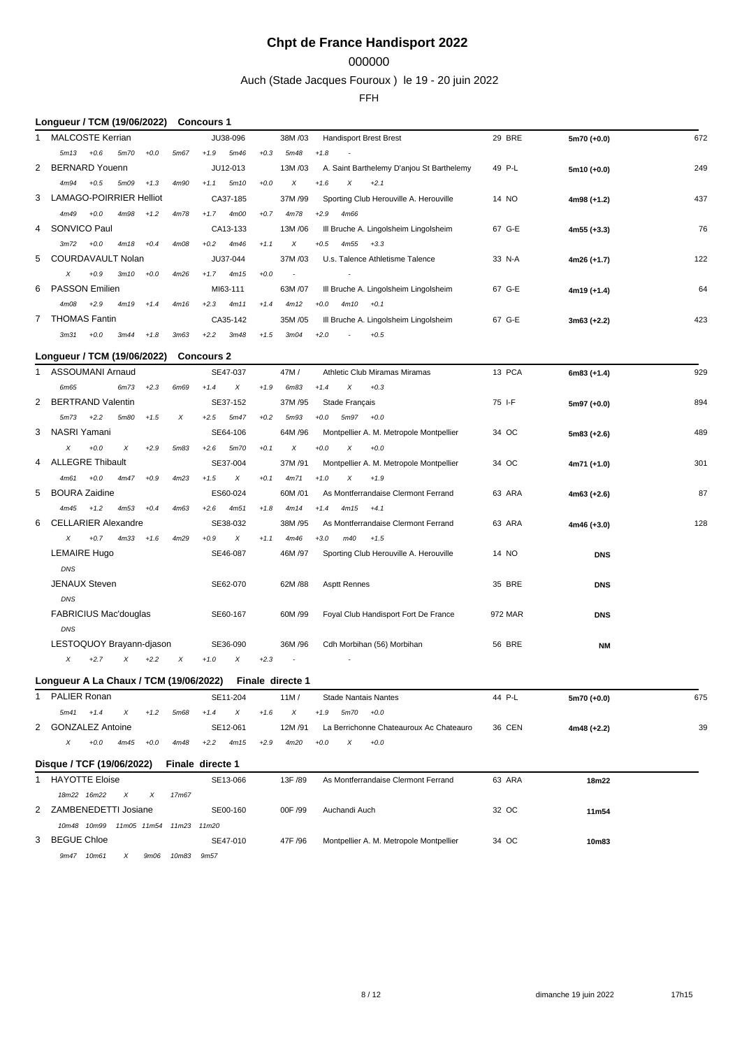# Chpt de France Handisport 2022

000000

Auch (Stade Jacques Fouroux ) le 19 - 20 juin 2022

FFH

## Longueur / TCM (19/06/2022) Concours 1

| Rang | Nom | Licence | Cat. | Club | Dép. | Perf. | Points |
|---|---|---|---|---|---|---|---|
| 1 | MALCOSTE Kerrian | JU38-096 | 38M /03 | Handisport Brest Brest | 29 BRE | 5m70 (+0.0) | 672 |
| | *5m13 +0.6 5m70 +0.0 5m67 +1.9 5m46 +0.3 5m48 +1.8 -* | | | | | | |
| 2 | BERNARD Youenn | JU12-013 | 13M /03 | A. Saint Barthelemy D'anjou St Barthelemy | 49 P-L | 5m10 (+0.0) | 249 |
| | *4m94 +0.5 5m09 +1.3 4m90 +1.1 5m10 +0.0 X +1.6 X +2.1* | | | | | | |
| 3 | LAMAGO-POIRRIER Helliot | CA37-185 | 37M /99 | Sporting Club Herouville A. Herouville | 14 NO | 4m98 (+1.2) | 437 |
| | *4m49 +0.0 4m98 +1.2 4m78 +1.7 4m00 +0.7 4m78 +2.9 4m66* | | | | | | |
| 4 | SONVICO Paul | CA13-133 | 13M /06 | Ill Bruche A. Lingolsheim Lingolsheim | 67 G-E | 4m55 (+3.3) | 76 |
| | *3m72 +0.0 4m18 +0.4 4m08 +0.2 4m46 +1.1 X +0.5 4m55 +3.3* | | | | | | |
| 5 | COURDAVAULT Nolan | JU37-044 | 37M /03 | U.s. Talence Athletisme Talence | 33 N-A | 4m26 (+1.7) | 122 |
| | *X +0.9 3m10 +0.0 4m26 +1.7 4m15 +0.0 - -* | | | | | | |
| 6 | PASSON Emilien | MI63-111 | 63M /07 | Ill Bruche A. Lingolsheim Lingolsheim | 67 G-E | 4m19 (+1.4) | 64 |
| | *4m08 +2.9 4m19 +1.4 4m16 +2.3 4m11 +1.4 4m12 +0.0 4m10 +0.1* | | | | | | |
| 7 | THOMAS Fantin | CA35-142 | 35M /05 | Ill Bruche A. Lingolsheim Lingolsheim | 67 G-E | 3m63 (+2.2) | 423 |
| | *3m31 +0.0 3m44 +1.8 3m63 +2.2 3m48 +1.5 3m04 +2.0 - +0.5* | | | | | | |

## Longueur / TCM (19/06/2022) Concours 2

| Rang | Nom | Licence | Cat. | Club | Dép. | Perf. | Points |
|---|---|---|---|---|---|---|---|
| 1 | ASSOUMANI Arnaud | SE47-037 | 47M / | Athletic Club Miramas Miramas | 13 PCA | 6m83 (+1.4) | 929 |
| | *6m65 6m73 +2.3 6m69 +1.4 X +1.9 6m83 +1.4 X +0.3* | | | | | | |
| 2 | BERTRAND Valentin | SE37-152 | 37M /95 | Stade Français | 75 I-F | 5m97 (+0.0) | 894 |
| | *5m73 +2.2 5m80 +1.5 X +2.5 5m47 +0.2 5m93 +0.0 5m97 +0.0* | | | | | | |
| 3 | NASRI Yamani | SE64-106 | 64M /96 | Montpellier A. M. Metropole Montpellier | 34 OC | 5m83 (+2.6) | 489 |
| | *X +0.0 X +2.9 5m83 +2.6 5m70 +0.1 X +0.0 X +0.0* | | | | | | |
| 4 | ALLEGRE Thibault | SE37-004 | 37M /91 | Montpellier A. M. Metropole Montpellier | 34 OC | 4m71 (+1.0) | 301 |
| | *4m61 +0.0 4m47 +0.9 4m23 +1.5 X +0.1 4m71 +1.0 X +1.9* | | | | | | |
| 5 | BOURA Zaidine | ES60-024 | 60M /01 | As Montferrandaise Clermont Ferrand | 63 ARA | 4m63 (+2.6) | 87 |
| | *4m45 +1.2 4m53 +0.4 4m63 +2.6 4m51 +1.8 4m14 +1.4 4m15 +4.1* | | | | | | |
| 6 | CELLARIER Alexandre | SE38-032 | 38M /95 | As Montferrandaise Clermont Ferrand | 63 ARA | 4m46 (+3.0) | 128 |
| | *X +0.7 4m33 +1.6 4m29 +0.9 X +1.1 4m46 +3.0 m40 +1.5* | | | | | | |
| | LEMAIRE Hugo | SE46-087 | 46M /97 | Sporting Club Herouville A. Herouville | 14 NO | DNS | |
| | *DNS* | | | | | | |
| | JENAUX Steven | SE62-070 | 62M /88 | Asptt Rennes | 35 BRE | DNS | |
| | *DNS* | | | | | | |
| | FABRICIUS Mac'douglas | SE60-167 | 60M /99 | Foyal Club Handisport Fort De France | 972 MAR | DNS | |
| | *DNS* | | | | | | |
| | LESTOQUOY Brayann-djason | SE36-090 | 36M /96 | Cdh Morbihan (56) Morbihan | 56 BRE | NM | |
| | *X +2.7 X +2.2 X +1.0 X +2.3 - -* | | | | | | |

## Longueur A La Chaux / TCM (19/06/2022) Finale directe 1

| Rang | Nom | Licence | Cat. | Club | Dép. | Perf. | Points |
|---|---|---|---|---|---|---|---|
| 1 | PALIER Ronan | SE11-204 | 11M / | Stade Nantais Nantes | 44 P-L | 5m70 (+0.0) | 675 |
| | *5m41 +1.4 X +1.2 5m68 +1.4 X +1.6 X +1.9 5m70 +0.0* | | | | | | |
| 2 | GONZALEZ Antoine | SE12-061 | 12M /91 | La Berrichonne Chateauroux Ac Chateauro | 36 CEN | 4m48 (+2.2) | 39 |
| | *X +0.0 4m45 +0.0 4m48 +2.2 4m15 +2.9 4m20 +0.0 X +0.0* | | | | | | |

## Disque / TCF (19/06/2022) Finale directe 1

| Rang | Nom | Licence | Cat. | Club | Dép. | Perf. |
|---|---|---|---|---|---|---|
| 1 | HAYOTTE Eloise | SE13-066 | 13F /89 | As Montferrandaise Clermont Ferrand | 63 ARA | 18m22 |
| | *18m22 16m22 X X 17m67* | | | | | |
| 2 | ZAMBENEDETTI Josiane | SE00-160 | 00F /99 | Auchandi Auch | 32 OC | 11m54 |
| | *10m48 10m99 11m05 11m54 11m23 11m20* | | | | | |
| 3 | BEGUE Chloe | SE47-010 | 47F /96 | Montpellier A. M. Metropole Montpellier | 34 OC | 10m83 |
| | *9m47 10m61 X 9m06 10m83 9m57* | | | | | |

dimanche 19 juin 2022 17h15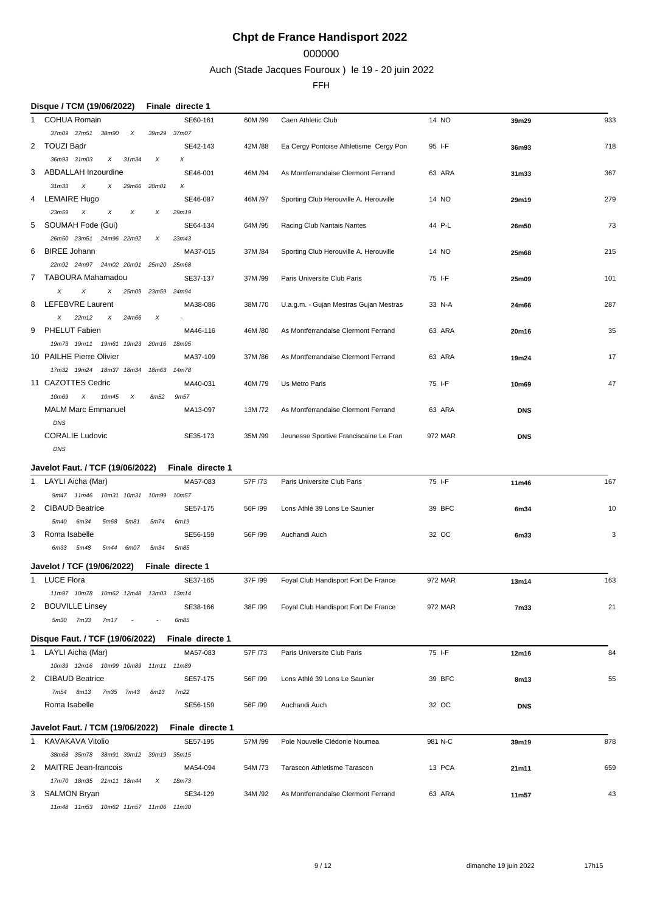# Chpt de France Handisport 2022

000000

Auch (Stade Jacques Fouroux ) le 19 - 20 juin 2022

FFH

### Disque / TCM (19/06/2022) Finale directe 1

| Rg | Nom | Catégorie | Né | Club | Dép. | Perf. | Pts |
|---|---|---|---|---|---|---|---|
| 1 | COHUA Romain<br>37m09 37m51 38m90 X 39m29 37m07 | SE60-161 | 60M /99 | Caen Athletic Club | 14 NO | **39m29** | 933 |
| 2 | TOUZI Badr<br>36m93 31m03 X 31m34 X X | SE42-143 | 42M /88 | Ea Cergy Pontoise Athletisme Cergy Pon | 95 I-F | **36m93** | 718 |
| 3 | ABDALLAH Inzourdine<br>31m33 X X 29m66 28m01 X | SE46-001 | 46M /94 | As Montferrandaise Clermont Ferrand | 63 ARA | **31m33** | 367 |
| 4 | LEMAIRE Hugo<br>23m59 X X X X 29m19 | SE46-087 | 46M /97 | Sporting Club Herouville A. Herouville | 14 NO | **29m19** | 279 |
| 5 | SOUMAH Fode (Gui)<br>26m50 23m51 24m96 22m92 X 23m43 | SE64-134 | 64M /95 | Racing Club Nantais Nantes | 44 P-L | **26m50** | 73 |
| 6 | BIREE Johann<br>22m92 24m97 24m02 20m91 25m20 25m68 | MA37-015 | 37M /84 | Sporting Club Herouville A. Herouville | 14 NO | **25m68** | 215 |
| 7 | TABOURA Mahamadou<br>X X X 25m09 23m59 24m94 | SE37-137 | 37M /99 | Paris Universite Club Paris | 75 I-F | **25m09** | 101 |
| 8 | LEFEBVRE Laurent<br>X 22m12 X 24m66 X - | MA38-086 | 38M /70 | U.a.g.m. - Gujan Mestras Gujan Mestras | 33 N-A | **24m66** | 287 |
| 9 | PHELUT Fabien<br>19m73 19m11 19m61 19m23 20m16 18m95 | MA46-116 | 46M /80 | As Montferrandaise Clermont Ferrand | 63 ARA | **20m16** | 35 |
| 10 | PAILHE Pierre Olivier<br>17m32 19m24 18m37 18m34 18m63 14m78 | MA37-109 | 37M /86 | As Montferrandaise Clermont Ferrand | 63 ARA | **19m24** | 17 |
| 11 | CAZOTTES Cedric<br>10m69 X 10m45 X 8m52 9m57 | MA40-031 | 40M /79 | Us Metro Paris | 75 I-F | **10m69** | 47 |
| | MALM Marc Emmanuel<br>DNS | MA13-097 | 13M /72 | As Montferrandaise Clermont Ferrand | 63 ARA | **DNS** | |
| | CORALIE Ludovic<br>DNS | SE35-173 | 35M /99 | Jeunesse Sportive Franciscaine Le Fran | 972 MAR | **DNS** | |

### Javelot Faut. / TCF (19/06/2022) Finale directe 1

| Rg | Nom | Catégorie | Né | Club | Dép. | Perf. | Pts |
|---|---|---|---|---|---|---|---|
| 1 | LAYLI Aicha (Mar)<br>9m47 11m46 10m31 10m31 10m99 10m57 | MA57-083 | 57F /73 | Paris Universite Club Paris | 75 I-F | **11m46** | 167 |
| 2 | CIBAUD Beatrice<br>5m40 6m34 5m68 5m81 5m74 6m19 | SE57-175 | 56F /99 | Lons Athlé 39 Lons Le Saunier | 39 BFC | **6m34** | 10 |
| 3 | Roma Isabelle<br>6m33 5m48 5m44 6m07 5m34 5m85 | SE56-159 | 56F /99 | Auchandi Auch | 32 OC | **6m33** | 3 |

### Javelot / TCF (19/06/2022) Finale directe 1

| Rg | Nom | Catégorie | Né | Club | Dép. | Perf. | Pts |
|---|---|---|---|---|---|---|---|
| 1 | LUCE Flora<br>11m97 10m78 10m62 12m48 13m03 13m14 | SE37-165 | 37F /99 | Foyal Club Handisport Fort De France | 972 MAR | **13m14** | 163 |
| 2 | BOUVILLE Linsey<br>5m30 7m33 7m17 - - 6m85 | SE38-166 | 38F /99 | Foyal Club Handisport Fort De France | 972 MAR | **7m33** | 21 |

### Disque Faut. / TCF (19/06/2022) Finale directe 1

| Rg | Nom | Catégorie | Né | Club | Dép. | Perf. | Pts |
|---|---|---|---|---|---|---|---|
| 1 | LAYLI Aicha (Mar)<br>10m39 12m16 10m99 10m89 11m11 11m89 | MA57-083 | 57F /73 | Paris Universite Club Paris | 75 I-F | **12m16** | 84 |
| 2 | CIBAUD Beatrice<br>7m54 8m13 7m35 7m43 8m13 7m22 | SE57-175 | 56F /99 | Lons Athlé 39 Lons Le Saunier | 39 BFC | **8m13** | 55 |
| | Roma Isabelle | SE56-159 | 56F /99 | Auchandi Auch | 32 OC | **DNS** | |

### Javelot Faut. / TCM (19/06/2022) Finale directe 1

| Rg | Nom | Catégorie | Né | Club | Dép. | Perf. | Pts |
|---|---|---|---|---|---|---|---|
| 1 | KAVAKAVA Vitolio<br>38m68 35m78 38m91 39m12 39m19 35m15 | SE57-195 | 57M /99 | Pole Nouvelle Clédonie Noumea | 981 N-C | **39m19** | 878 |
| 2 | MAITRE Jean-francois<br>17m70 18m35 21m11 18m44 X 18m73 | MA54-094 | 54M /73 | Tarascon Athletisme Tarascon | 13 PCA | **21m11** | 659 |
| 3 | SALMON Bryan<br>11m48 11m53 10m62 11m57 11m06 11m30 | SE34-129 | 34M /92 | As Montferrandaise Clermont Ferrand | 63 ARA | **11m57** | 43 |

dimanche 19 juin 2022 17h15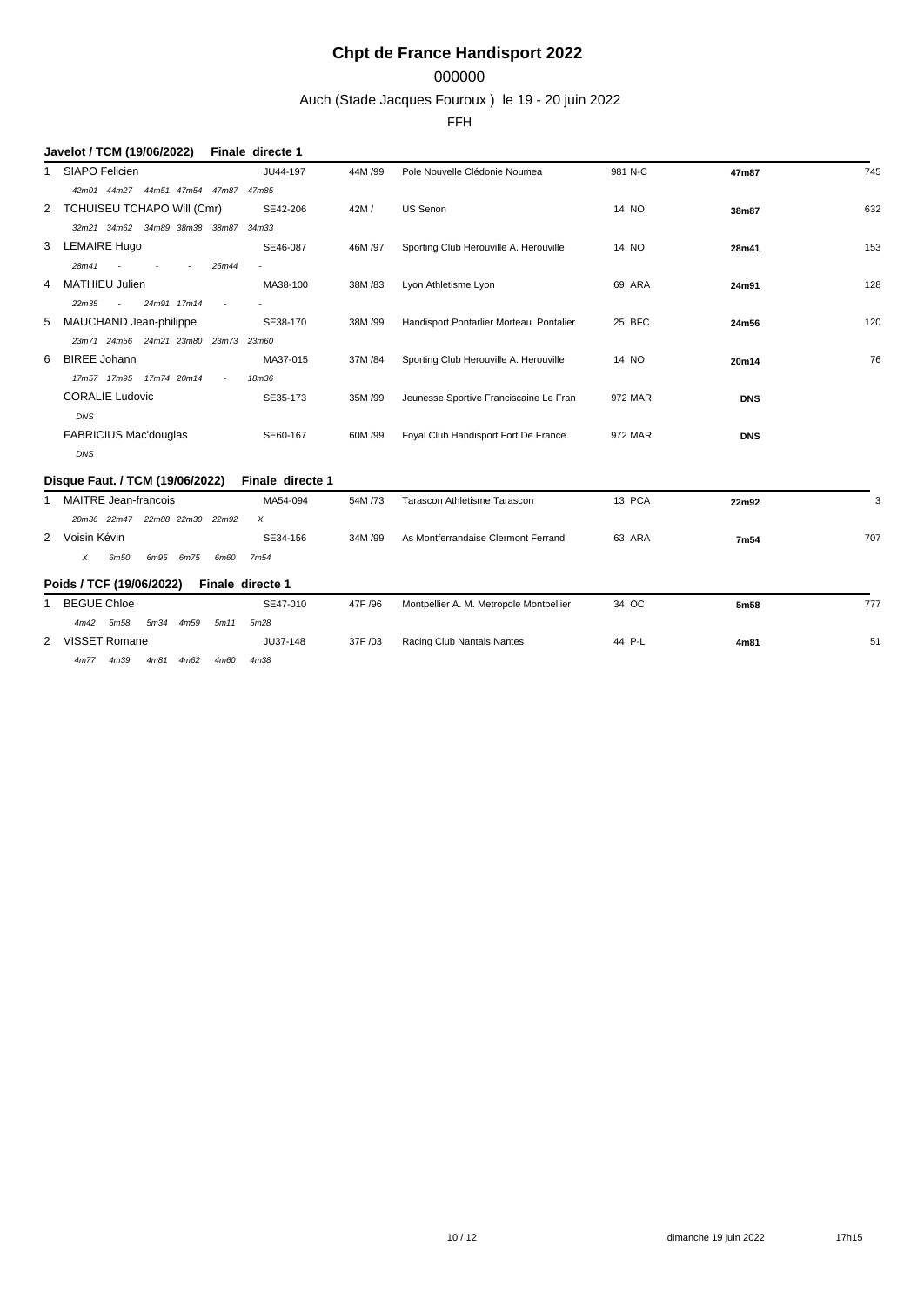# Chpt de France Handisport 2022

000000

Auch (Stade Jacques Fouroux ) le 19 - 20 juin 2022

FFH

## Javelot / TCM (19/06/2022) Finale directe 1

| | Nom | Licence | Cat. | Club | Dép. | Perf. | Points |
|---|---|---|---|---|---|---|---|
| 1 | SIAPO Felicien | JU44-197 | 44M /99 | Pole Nouvelle Clédonie Noumea | 981 N-C | **47m87** | 745 |
| | *42m01 44m27 44m51 47m54 47m87 47m85* | | | | | | |
| 2 | TCHUISEU TCHAPO Will (Cmr) | SE42-206 | 42M / | US Senon | 14 NO | **38m87** | 632 |
| | *32m21 34m62 34m89 38m38 38m87 34m33* | | | | | | |
| 3 | LEMAIRE Hugo | SE46-087 | 46M /97 | Sporting Club Herouville A. Herouville | 14 NO | **28m41** | 153 |
| | *28m41 - - - 25m44 -* | | | | | | |
| 4 | MATHIEU Julien | MA38-100 | 38M /83 | Lyon Athletisme Lyon | 69 ARA | **24m91** | 128 |
| | *22m35 - 24m91 17m14 - -* | | | | | | |
| 5 | MAUCHAND Jean-philippe | SE38-170 | 38M /99 | Handisport Pontarlier Morteau Pontalier | 25 BFC | **24m56** | 120 |
| | *23m71 24m56 24m21 23m80 23m73 23m60* | | | | | | |
| 6 | BIREE Johann | MA37-015 | 37M /84 | Sporting Club Herouville A. Herouville | 14 NO | **20m14** | 76 |
| | *17m57 17m95 17m74 20m14 - 18m36* | | | | | | |
| | CORALIE Ludovic | SE35-173 | 35M /99 | Jeunesse Sportive Franciscaine Le Fran | 972 MAR | **DNS** | |
| | *DNS* | | | | | | |
| | FABRICIUS Mac'douglas | SE60-167 | 60M /99 | Foyal Club Handisport Fort De France | 972 MAR | **DNS** | |
| | *DNS* | | | | | | |

## Disque Faut. / TCM (19/06/2022) Finale directe 1

| | Nom | Licence | Cat. | Club | Dép. | Perf. | Points |
|---|---|---|---|---|---|---|---|
| 1 | MAITRE Jean-francois | MA54-094 | 54M /73 | Tarascon Athletisme Tarascon | 13 PCA | **22m92** | 3 |
| | *20m36 22m47 22m88 22m30 22m92 X* | | | | | | |
| 2 | Voisin Kévin | SE34-156 | 34M /99 | As Montferrandaise Clermont Ferrand | 63 ARA | **7m54** | 707 |
| | *X 6m50 6m95 6m75 6m60 7m54* | | | | | | |

## Poids / TCF (19/06/2022) Finale directe 1

| | Nom | Licence | Cat. | Club | Dép. | Perf. | Points |
|---|---|---|---|---|---|---|---|
| 1 | BEGUE Chloe | SE47-010 | 47F /96 | Montpellier A. M. Metropole Montpellier | 34 OC | **5m58** | 777 |
| | *4m42 5m58 5m34 4m59 5m11 5m28* | | | | | | |
| 2 | VISSET Romane | JU37-148 | 37F /03 | Racing Club Nantais Nantes | 44 P-L | **4m81** | 51 |
| | *4m77 4m39 4m81 4m62 4m60 4m38* | | | | | | |

dimanche 19 juin 2022 17h15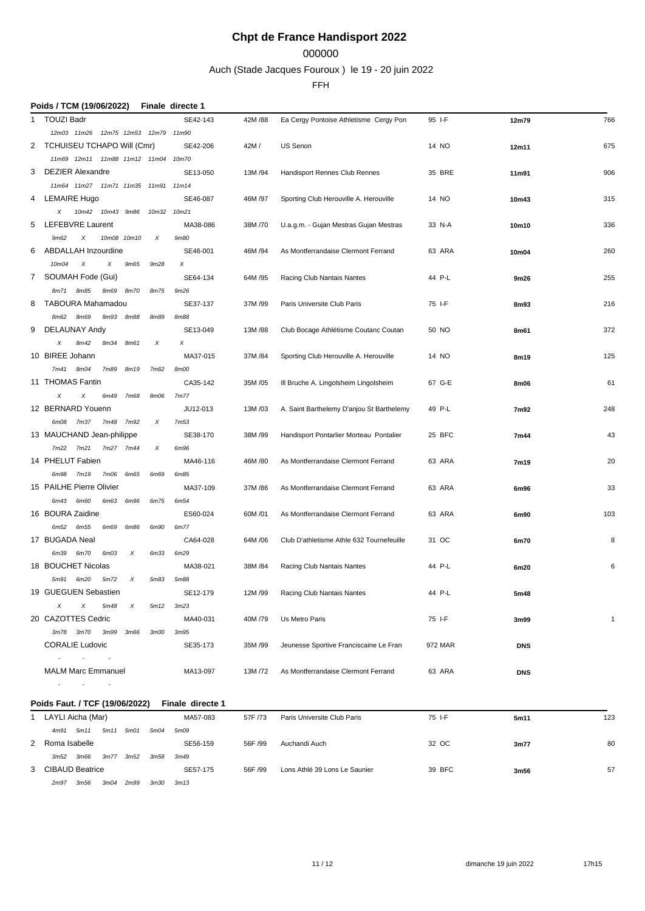# Chpt de France Handisport 2022

000000

Auch (Stade Jacques Fouroux ) le 19 - 20 juin 2022

FFH

### Poids / TCM (19/06/2022) Finale directe 1

| Rang | Nom | Licence | Cat. | Club | Dép. | Perf. | Points |
|---|---|---|---|---|---|---|---|
| 1 | TOUZI Badr | SE42-143 | 42M /88 | Ea Cergy Pontoise Athletisme Cergy Pon | 95 I-F | 12m79 | 766 |
| | 12m03 11m26 12m75 12m53 12m79 11m90 | | | | | | |
| 2 | TCHUISEU TCHAPO Will (Cmr) | SE42-206 | 42M / | US Senon | 14 NO | 12m11 | 675 |
| | 11m69 12m11 11m88 11m12 11m04 10m70 | | | | | | |
| 3 | DEZIER Alexandre | SE13-050 | 13M /94 | Handisport Rennes Club Rennes | 35 BRE | 11m91 | 906 |
| | 11m64 11m27 11m71 11m35 11m91 11m14 | | | | | | |
| 4 | LEMAIRE Hugo | SE46-087 | 46M /97 | Sporting Club Herouville A. Herouville | 14 NO | 10m43 | 315 |
| | X 10m42 10m43 9m86 10m32 10m21 | | | | | | |
| 5 | LEFEBVRE Laurent | MA38-086 | 38M /70 | U.a.g.m. - Gujan Mestras Gujan Mestras | 33 N-A | 10m10 | 336 |
| | 9m62 X 10m08 10m10 X 9m80 | | | | | | |
| 6 | ABDALLAH Inzourdine | SE46-001 | 46M /94 | As Montferrandaise Clermont Ferrand | 63 ARA | 10m04 | 260 |
| | 10m04 X X 9m65 9m28 X | | | | | | |
| 7 | SOUMAH Fode (Gui) | SE64-134 | 64M /95 | Racing Club Nantais Nantes | 44 P-L | 9m26 | 255 |
| | 8m71 8m85 8m69 8m70 8m75 9m26 | | | | | | |
| 8 | TABOURA Mahamadou | SE37-137 | 37M /99 | Paris Universite Club Paris | 75 I-F | 8m93 | 216 |
| | 8m62 8m69 8m93 8m88 8m89 8m88 | | | | | | |
| 9 | DELAUNAY Andy | SE13-049 | 13M /88 | Club Bocage Athlétisme Coutanc Coutan | 50 NO | 8m61 | 372 |
| | X 8m42 8m34 8m61 X X | | | | | | |
| 10 | BIREE Johann | MA37-015 | 37M /84 | Sporting Club Herouville A. Herouville | 14 NO | 8m19 | 125 |
| | 7m41 8m04 7m89 8m19 7m62 8m00 | | | | | | |
| 11 | THOMAS Fantin | CA35-142 | 35M /05 | Ill Bruche A. Lingolsheim Lingolsheim | 67 G-E | 8m06 | 61 |
| | X X 6m49 7m68 8m06 7m77 | | | | | | |
| 12 | BERNARD Youenn | JU12-013 | 13M /03 | A. Saint Barthelemy D'anjou St Barthelemy | 49 P-L | 7m92 | 248 |
| | 6m08 7m37 7m48 7m92 X 7m53 | | | | | | |
| 13 | MAUCHAND Jean-philippe | SE38-170 | 38M /99 | Handisport Pontarlier Morteau Pontalier | 25 BFC | 7m44 | 43 |
| | 7m22 7m21 7m27 7m44 X 6m96 | | | | | | |
| 14 | PHELUT Fabien | MA46-116 | 46M /80 | As Montferrandaise Clermont Ferrand | 63 ARA | 7m19 | 20 |
| | 6m98 7m19 7m06 6m65 6m69 6m85 | | | | | | |
| 15 | PAILHE Pierre Olivier | MA37-109 | 37M /86 | As Montferrandaise Clermont Ferrand | 63 ARA | 6m96 | 33 |
| | 6m43 6m60 6m63 6m96 6m75 6m54 | | | | | | |
| 16 | BOURA Zaidine | ES60-024 | 60M /01 | As Montferrandaise Clermont Ferrand | 63 ARA | 6m90 | 103 |
| | 6m52 6m55 6m69 6m86 6m90 6m77 | | | | | | |
| 17 | BUGADA Neal | CA64-028 | 64M /06 | Club D'athletisme Athle 632 Tournefeuille | 31 OC | 6m70 | 8 |
| | 6m39 6m70 6m03 X 6m33 6m29 | | | | | | |
| 18 | BOUCHET Nicolas | MA38-021 | 38M /84 | Racing Club Nantais Nantes | 44 P-L | 6m20 | 6 |
| | 5m91 6m20 5m72 X 5m83 5m88 | | | | | | |
| 19 | GUEGUEN Sebastien | SE12-179 | 12M /99 | Racing Club Nantais Nantes | 44 P-L | 5m48 | |
| | X X 5m48 X 5m12 3m23 | | | | | | |
| 20 | CAZOTTES Cedric | MA40-031 | 40M /79 | Us Metro Paris | 75 I-F | 3m99 | 1 |
| | 3m78 3m70 3m99 3m66 3m00 3m95 | | | | | | |
| | CORALIE Ludovic | SE35-173 | 35M /99 | Jeunesse Sportive Franciscaine Le Fran | 972 MAR | DNS | |
| | - - - | | | | | | |
| | MALM Marc Emmanuel | MA13-097 | 13M /72 | As Montferrandaise Clermont Ferrand | 63 ARA | DNS | |
| | - - - | | | | | | |

### Poids Faut. / TCF (19/06/2022) Finale directe 1

| Rang | Nom | Licence | Cat. | Club | Dép. | Perf. | Points |
|---|---|---|---|---|---|---|---|
| 1 | LAYLI Aicha (Mar) | MA57-083 | 57F /73 | Paris Universite Club Paris | 75 I-F | 5m11 | 123 |
| | 4m91 5m11 5m11 5m01 5m04 5m09 | | | | | | |
| 2 | Roma Isabelle | SE56-159 | 56F /99 | Auchandi Auch | 32 OC | 3m77 | 80 |
| | 3m52 3m66 3m77 3m52 3m58 3m49 | | | | | | |
| 3 | CIBAUD Beatrice | SE57-175 | 56F /99 | Lons Athlé 39 Lons Le Saunier | 39 BFC | 3m56 | 57 |
| | 2m97 3m56 3m04 2m99 3m30 3m13 | | | | | | |

dimanche 19 juin 2022 17h15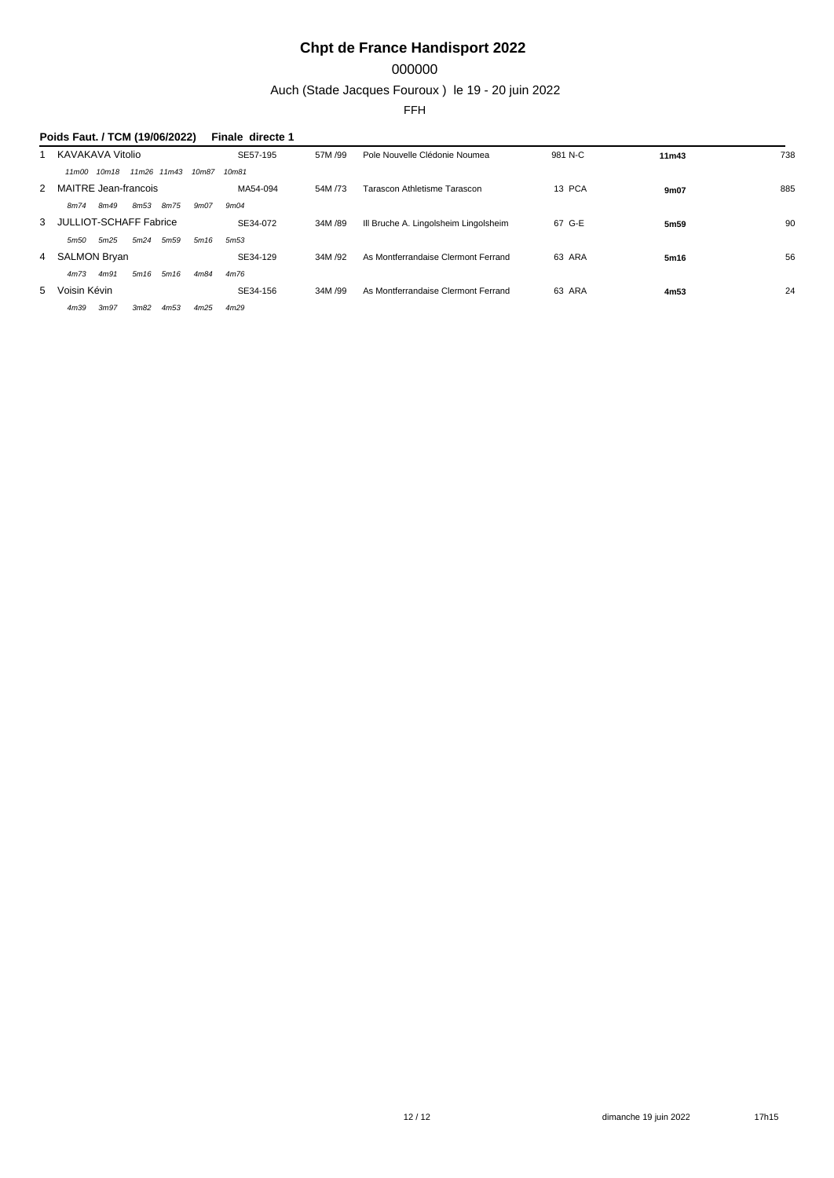# Chpt de France Handisport 2022

000000

Auch (Stade Jacques Fouroux ) le 19 - 20 juin 2022

FFH

**Poids Faut. / TCM (19/06/2022)** **Finale directe 1**

| | | | | | | | |
|---|---|---|---|---|---|---|---|
| 1 | KAVAKAVA Vitolio | SE57-195 | 57M /99 | Pole Nouvelle Clédonie Noumea | 981 N-C | **11m43** | 738 |
| | *11m00 10m18 11m26 11m43 10m87 10m81* | | | | | | |
| 2 | MAITRE Jean-francois | MA54-094 | 54M /73 | Tarascon Athletisme Tarascon | 13 PCA | **9m07** | 885 |
| | *8m74 8m49 8m53 8m75 9m07 9m04* | | | | | | |
| 3 | JULLIOT-SCHAFF Fabrice | SE34-072 | 34M /89 | Ill Bruche A. Lingolsheim Lingolsheim | 67 G-E | **5m59** | 90 |
| | *5m50 5m25 5m24 5m59 5m16 5m53* | | | | | | |
| 4 | SALMON Bryan | SE34-129 | 34M /92 | As Montferrandaise Clermont Ferrand | 63 ARA | **5m16** | 56 |
| | *4m73 4m91 5m16 5m16 4m84 4m76* | | | | | | |
| 5 | Voisin Kévin | SE34-156 | 34M /99 | As Montferrandaise Clermont Ferrand | 63 ARA | **4m53** | 24 |
| | *4m39 3m97 3m82 4m53 4m25 4m29* | | | | | | |

dimanche 19 juin 2022 17h15